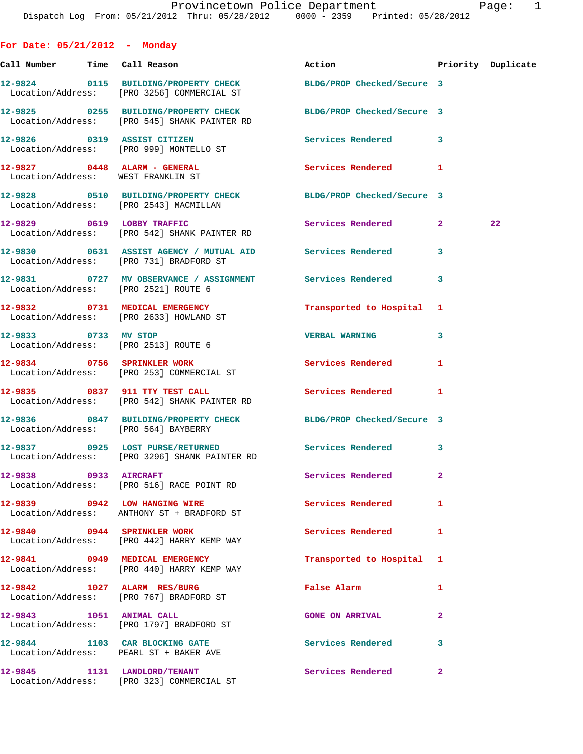Dispatch Log From: 05/21/2012 Thru: 05/28/2012 0000 - 2359 Printed: 05/28/2012

## For Date: 05/21/2012 - Monday

| Call Number | Time | Call Reason | Action | Priority | Duplicate |
|---|---|---|---|---|---|
| 12-9824 | 0115 | BUILDING/PROPERTY CHECK | BLDG/PROP Checked/Secure | 3 | |
| Location/Address: | | [PRO 3256] COMMERCIAL ST | | | |
| 12-9825 | 0255 | BUILDING/PROPERTY CHECK | BLDG/PROP Checked/Secure | 3 | |
| Location/Address: | | [PRO 545] SHANK PAINTER RD | | | |
| 12-9826 | 0319 | ASSIST CITIZEN | Services Rendered | 3 | |
| Location/Address: | | [PRO 999] MONTELLO ST | | | |
| 12-9827 | 0448 | ALARM - GENERAL | Services Rendered | 1 | |
| Location/Address: | | WEST FRANKLIN ST | | | |
| 12-9828 | 0510 | BUILDING/PROPERTY CHECK | BLDG/PROP Checked/Secure | 3 | |
| Location/Address: | | [PRO 2543] MACMILLAN | | | |
| 12-9829 | 0619 | LOBBY TRAFFIC | Services Rendered | 2 | 22 |
| Location/Address: | | [PRO 542] SHANK PAINTER RD | | | |
| 12-9830 | 0631 | ASSIST AGENCY / MUTUAL AID | Services Rendered | 3 | |
| Location/Address: | | [PRO 731] BRADFORD ST | | | |
| 12-9831 | 0727 | MV OBSERVANCE / ASSIGNMENT | Services Rendered | 3 | |
| Location/Address: | | [PRO 2521] ROUTE 6 | | | |
| 12-9832 | 0731 | MEDICAL EMERGENCY | Transported to Hospital | 1 | |
| Location/Address: | | [PRO 2633] HOWLAND ST | | | |
| 12-9833 | 0733 | MV STOP | VERBAL WARNING | 3 | |
| Location/Address: | | [PRO 2513] ROUTE 6 | | | |
| 12-9834 | 0756 | SPRINKLER WORK | Services Rendered | 1 | |
| Location/Address: | | [PRO 253] COMMERCIAL ST | | | |
| 12-9835 | 0837 | 911 TTY TEST CALL | Services Rendered | 1 | |
| Location/Address: | | [PRO 542] SHANK PAINTER RD | | | |
| 12-9836 | 0847 | BUILDING/PROPERTY CHECK | BLDG/PROP Checked/Secure | 3 | |
| Location/Address: | | [PRO 564] BAYBERRY | | | |
| 12-9837 | 0925 | LOST PURSE/RETURNED | Services Rendered | 3 | |
| Location/Address: | | [PRO 3296] SHANK PAINTER RD | | | |
| 12-9838 | 0933 | AIRCRAFT | Services Rendered | 2 | |
| Location/Address: | | [PRO 516] RACE POINT RD | | | |
| 12-9839 | 0942 | LOW HANGING WIRE | Services Rendered | 1 | |
| Location/Address: | | ANTHONY ST + BRADFORD ST | | | |
| 12-9840 | 0944 | SPRINKLER WORK | Services Rendered | 1 | |
| Location/Address: | | [PRO 442] HARRY KEMP WAY | | | |
| 12-9841 | 0949 | MEDICAL EMERGENCY | Transported to Hospital | 1 | |
| Location/Address: | | [PRO 440] HARRY KEMP WAY | | | |
| 12-9842 | 1027 | ALARM RES/BURG | False Alarm | 1 | |
| Location/Address: | | [PRO 767] BRADFORD ST | | | |
| 12-9843 | 1051 | ANIMAL CALL | GONE ON ARRIVAL | 2 | |
| Location/Address: | | [PRO 1797] BRADFORD ST | | | |
| 12-9844 | 1103 | CAR BLOCKING GATE | Services Rendered | 3 | |
| Location/Address: | | PEARL ST + BAKER AVE | | | |
| 12-9845 | 1131 | LANDLORD/TENANT | Services Rendered | 2 | |
| Location/Address: | | [PRO 323] COMMERCIAL ST | | | |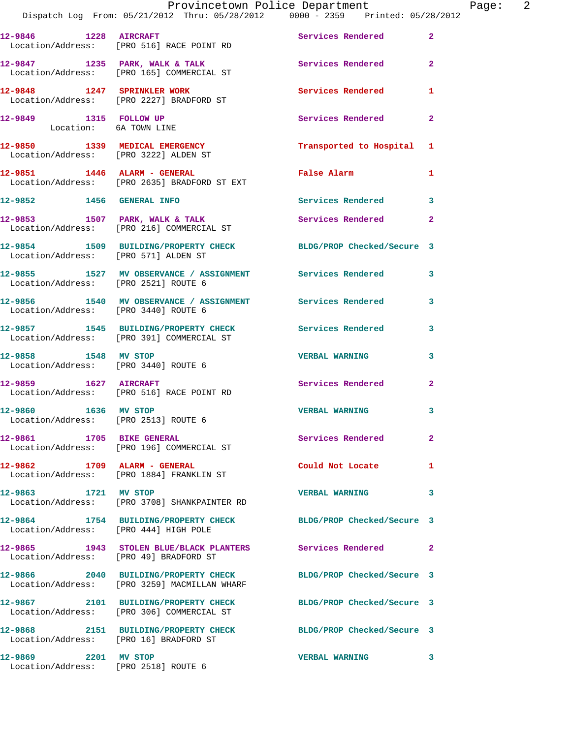| Call # | Time | Call Reason | Action | Priority |
|---|---|---|---|---|
| 12-9846 | 1228 | AIRCRAFT | Services Rendered | 2 |
| Location/Address: [PRO 516] RACE POINT RD | | | | |
| 12-9847 | 1235 | PARK, WALK & TALK | Services Rendered | 2 |
| Location/Address: [PRO 165] COMMERCIAL ST | | | | |
| 12-9848 | 1247 | SPRINKLER WORK | Services Rendered | 1 |
| Location/Address: [PRO 2227] BRADFORD ST | | | | |
| 12-9849 | 1315 | FOLLOW UP | Services Rendered | 2 |
| Location: 6A TOWN LINE | | | | |
| 12-9850 | 1339 | MEDICAL EMERGENCY | Transported to Hospital | 1 |
| Location/Address: [PRO 3222] ALDEN ST | | | | |
| 12-9851 | 1446 | ALARM - GENERAL | False Alarm | 1 |
| Location/Address: [PRO 2635] BRADFORD ST EXT | | | | |
| 12-9852 | 1456 | GENERAL INFO | Services Rendered | 3 |
| 12-9853 | 1507 | PARK, WALK & TALK | Services Rendered | 2 |
| Location/Address: [PRO 216] COMMERCIAL ST | | | | |
| 12-9854 | 1509 | BUILDING/PROPERTY CHECK | BLDG/PROP Checked/Secure | 3 |
| Location/Address: [PRO 571] ALDEN ST | | | | |
| 12-9855 | 1527 | MV OBSERVANCE / ASSIGNMENT | Services Rendered | 3 |
| Location/Address: [PRO 2521] ROUTE 6 | | | | |
| 12-9856 | 1540 | MV OBSERVANCE / ASSIGNMENT | Services Rendered | 3 |
| Location/Address: [PRO 3440] ROUTE 6 | | | | |
| 12-9857 | 1545 | BUILDING/PROPERTY CHECK | Services Rendered | 3 |
| Location/Address: [PRO 391] COMMERCIAL ST | | | | |
| 12-9858 | 1548 | MV STOP | VERBAL WARNING | 3 |
| Location/Address: [PRO 3440] ROUTE 6 | | | | |
| 12-9859 | 1627 | AIRCRAFT | Services Rendered | 2 |
| Location/Address: [PRO 516] RACE POINT RD | | | | |
| 12-9860 | 1636 | MV STOP | VERBAL WARNING | 3 |
| Location/Address: [PRO 2513] ROUTE 6 | | | | |
| 12-9861 | 1705 | BIKE GENERAL | Services Rendered | 2 |
| Location/Address: [PRO 196] COMMERCIAL ST | | | | |
| 12-9862 | 1709 | ALARM - GENERAL | Could Not Locate | 1 |
| Location/Address: [PRO 1884] FRANKLIN ST | | | | |
| 12-9863 | 1721 | MV STOP | VERBAL WARNING | 3 |
| Location/Address: [PRO 3708] SHANKPAINTER RD | | | | |
| 12-9864 | 1754 | BUILDING/PROPERTY CHECK | BLDG/PROP Checked/Secure | 3 |
| Location/Address: [PRO 444] HIGH POLE | | | | |
| 12-9865 | 1943 | STOLEN BLUE/BLACK PLANTERS | Services Rendered | 2 |
| Location/Address: [PRO 49] BRADFORD ST | | | | |
| 12-9866 | 2040 | BUILDING/PROPERTY CHECK | BLDG/PROP Checked/Secure | 3 |
| Location/Address: [PRO 3259] MACMILLAN WHARF | | | | |
| 12-9867 | 2101 | BUILDING/PROPERTY CHECK | BLDG/PROP Checked/Secure | 3 |
| Location/Address: [PRO 306] COMMERCIAL ST | | | | |
| 12-9868 | 2151 | BUILDING/PROPERTY CHECK | BLDG/PROP Checked/Secure | 3 |
| Location/Address: [PRO 16] BRADFORD ST | | | | |
| 12-9869 | 2201 | MV STOP | VERBAL WARNING | 3 |
| Location/Address: [PRO 2518] ROUTE 6 | | | | |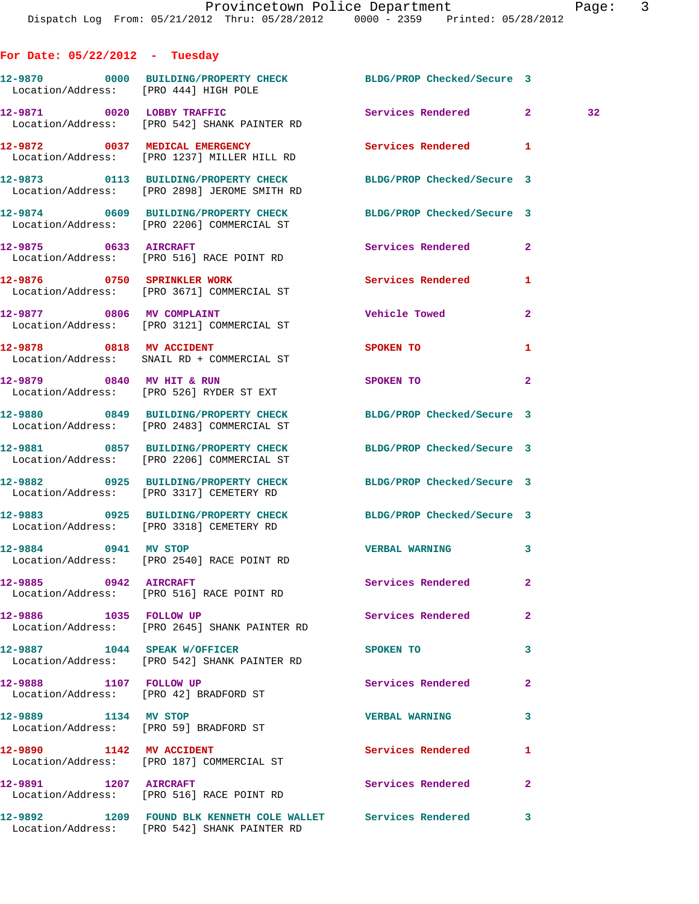## For Date: 05/22/2012 - Tuesday

| Call # | Time | Call Type | Disposition | Priority | |
|---|---|---|---|---|---|
| 12-9870 | 0000 | BUILDING/PROPERTY CHECK | BLDG/PROP Checked/Secure | 3 | |
| Location/Address: | | [PRO 444] HIGH POLE | | | |
| 12-9871 | 0020 | LOBBY TRAFFIC | Services Rendered | 2 | 32 |
| Location/Address: | | [PRO 542] SHANK PAINTER RD | | | |
| 12-9872 | 0037 | MEDICAL EMERGENCY | Services Rendered | 1 | |
| Location/Address: | | [PRO 1237] MILLER HILL RD | | | |
| 12-9873 | 0113 | BUILDING/PROPERTY CHECK | BLDG/PROP Checked/Secure | 3 | |
| Location/Address: | | [PRO 2898] JEROME SMITH RD | | | |
| 12-9874 | 0609 | BUILDING/PROPERTY CHECK | BLDG/PROP Checked/Secure | 3 | |
| Location/Address: | | [PRO 2206] COMMERCIAL ST | | | |
| 12-9875 | 0633 | AIRCRAFT | Services Rendered | 2 | |
| Location/Address: | | [PRO 516] RACE POINT RD | | | |
| 12-9876 | 0750 | SPRINKLER WORK | Services Rendered | 1 | |
| Location/Address: | | [PRO 3671] COMMERCIAL ST | | | |
| 12-9877 | 0806 | MV COMPLAINT | Vehicle Towed | 2 | |
| Location/Address: | | [PRO 3121] COMMERCIAL ST | | | |
| 12-9878 | 0818 | MV ACCIDENT | SPOKEN TO | 1 | |
| Location/Address: | | SNAIL RD + COMMERCIAL ST | | | |
| 12-9879 | 0840 | MV HIT & RUN | SPOKEN TO | 2 | |
| Location/Address: | | [PRO 526] RYDER ST EXT | | | |
| 12-9880 | 0849 | BUILDING/PROPERTY CHECK | BLDG/PROP Checked/Secure | 3 | |
| Location/Address: | | [PRO 2483] COMMERCIAL ST | | | |
| 12-9881 | 0857 | BUILDING/PROPERTY CHECK | BLDG/PROP Checked/Secure | 3 | |
| Location/Address: | | [PRO 2206] COMMERCIAL ST | | | |
| 12-9882 | 0925 | BUILDING/PROPERTY CHECK | BLDG/PROP Checked/Secure | 3 | |
| Location/Address: | | [PRO 3317] CEMETERY RD | | | |
| 12-9883 | 0925 | BUILDING/PROPERTY CHECK | BLDG/PROP Checked/Secure | 3 | |
| Location/Address: | | [PRO 3318] CEMETERY RD | | | |
| 12-9884 | 0941 | MV STOP | VERBAL WARNING | 3 | |
| Location/Address: | | [PRO 2540] RACE POINT RD | | | |
| 12-9885 | 0942 | AIRCRAFT | Services Rendered | 2 | |
| Location/Address: | | [PRO 516] RACE POINT RD | | | |
| 12-9886 | 1035 | FOLLOW UP | Services Rendered | 2 | |
| Location/Address: | | [PRO 2645] SHANK PAINTER RD | | | |
| 12-9887 | 1044 | SPEAK W/OFFICER | SPOKEN TO | 3 | |
| Location/Address: | | [PRO 542] SHANK PAINTER RD | | | |
| 12-9888 | 1107 | FOLLOW UP | Services Rendered | 2 | |
| Location/Address: | | [PRO 42] BRADFORD ST | | | |
| 12-9889 | 1134 | MV STOP | VERBAL WARNING | 3 | |
| Location/Address: | | [PRO 59] BRADFORD ST | | | |
| 12-9890 | 1142 | MV ACCIDENT | Services Rendered | 1 | |
| Location/Address: | | [PRO 187] COMMERCIAL ST | | | |
| 12-9891 | 1207 | AIRCRAFT | Services Rendered | 2 | |
| Location/Address: | | [PRO 516] RACE POINT RD | | | |
| 12-9892 | 1209 | FOUND BLK KENNETH COLE WALLET | Services Rendered | 3 | |
| Location/Address: | | [PRO 542] SHANK PAINTER RD | | | |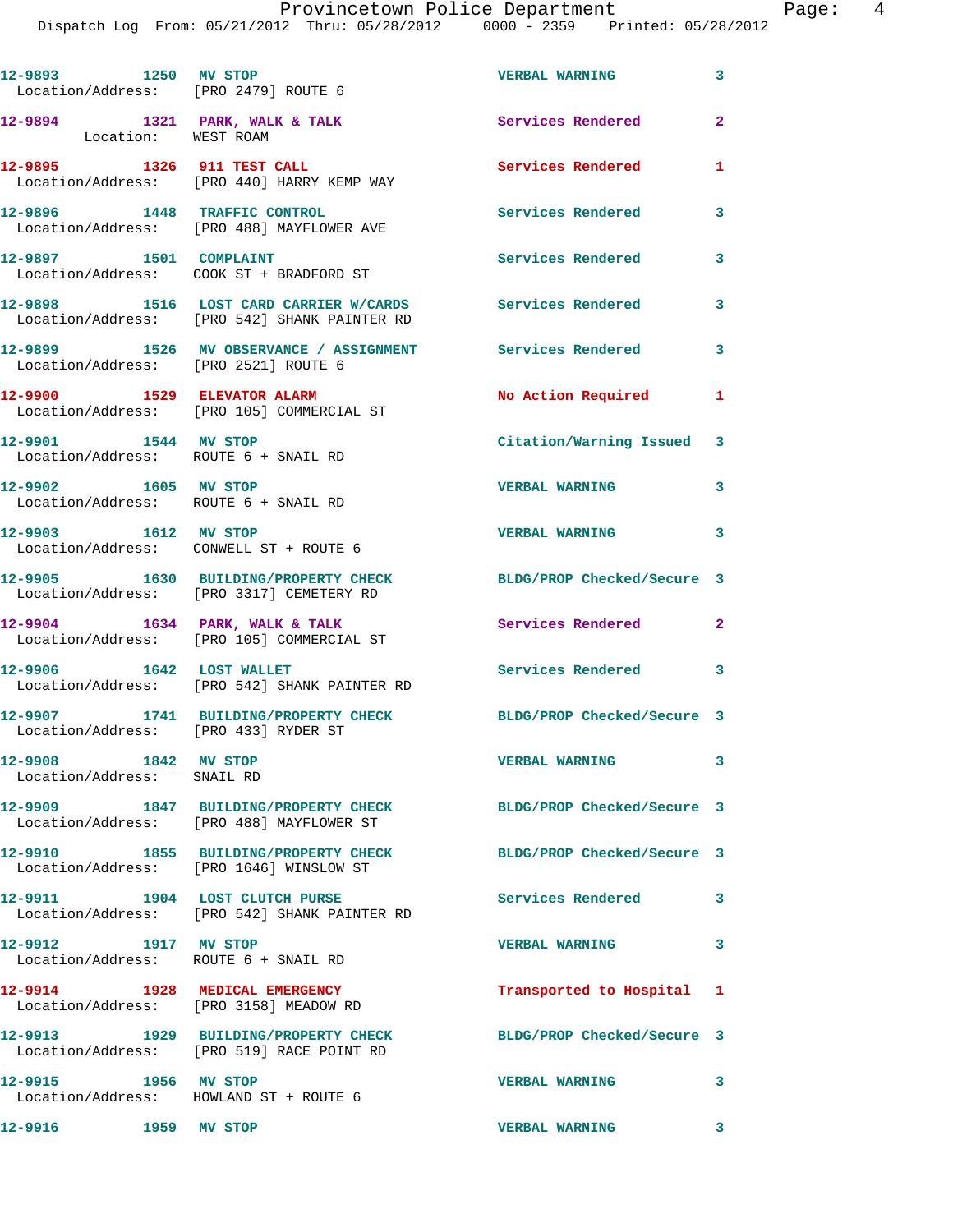12-9893 1250 MV STOP VERBAL WARNING 3
Location/Address: [PRO 2479] ROUTE 6

12-9894 1321 PARK, WALK & TALK Services Rendered 2
Location: WEST ROAM

12-9895 1326 911 TEST CALL Services Rendered 1
Location/Address: [PRO 440] HARRY KEMP WAY

12-9896 1448 TRAFFIC CONTROL Services Rendered 3
Location/Address: [PRO 488] MAYFLOWER AVE

12-9897 1501 COMPLAINT Services Rendered 3
Location/Address: COOK ST + BRADFORD ST

12-9898 1516 LOST CARD CARRIER W/CARDS Services Rendered 3
Location/Address: [PRO 542] SHANK PAINTER RD

12-9899 1526 MV OBSERVANCE / ASSIGNMENT Services Rendered 3
Location/Address: [PRO 2521] ROUTE 6

12-9900 1529 ELEVATOR ALARM No Action Required 1
Location/Address: [PRO 105] COMMERCIAL ST

12-9901 1544 MV STOP Citation/Warning Issued 3
Location/Address: ROUTE 6 + SNAIL RD

12-9902 1605 MV STOP VERBAL WARNING 3
Location/Address: ROUTE 6 + SNAIL RD

12-9903 1612 MV STOP VERBAL WARNING 3
Location/Address: CONWELL ST + ROUTE 6

12-9905 1630 BUILDING/PROPERTY CHECK BLDG/PROP Checked/Secure 3
Location/Address: [PRO 3317] CEMETERY RD

12-9904 1634 PARK, WALK & TALK Services Rendered 2
Location/Address: [PRO 105] COMMERCIAL ST

12-9906 1642 LOST WALLET Services Rendered 3
Location/Address: [PRO 542] SHANK PAINTER RD

12-9907 1741 BUILDING/PROPERTY CHECK BLDG/PROP Checked/Secure 3
Location/Address: [PRO 433] RYDER ST

12-9908 1842 MV STOP VERBAL WARNING 3
Location/Address: SNAIL RD

12-9909 1847 BUILDING/PROPERTY CHECK BLDG/PROP Checked/Secure 3
Location/Address: [PRO 488] MAYFLOWER ST

12-9910 1855 BUILDING/PROPERTY CHECK BLDG/PROP Checked/Secure 3
Location/Address: [PRO 1646] WINSLOW ST

12-9911 1904 LOST CLUTCH PURSE Services Rendered 3
Location/Address: [PRO 542] SHANK PAINTER RD

12-9912 1917 MV STOP VERBAL WARNING 3
Location/Address: ROUTE 6 + SNAIL RD

12-9914 1928 MEDICAL EMERGENCY Transported to Hospital 1
Location/Address: [PRO 3158] MEADOW RD

12-9913 1929 BUILDING/PROPERTY CHECK BLDG/PROP Checked/Secure 3
Location/Address: [PRO 519] RACE POINT RD

12-9915 1956 MV STOP VERBAL WARNING 3
Location/Address: HOWLAND ST + ROUTE 6

12-9916 1959 MV STOP VERBAL WARNING 3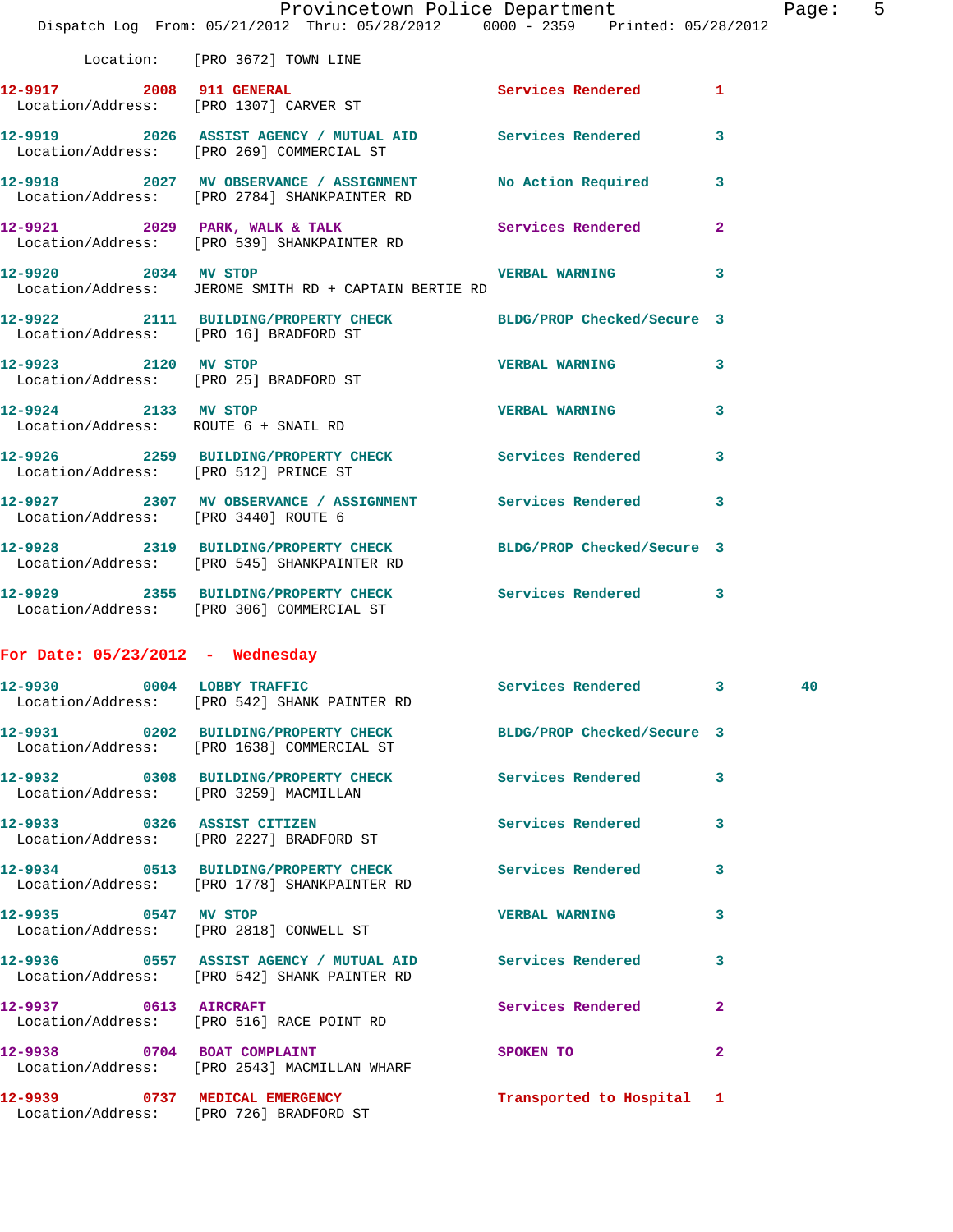Location: [PRO 3672] TOWN LINE

**12-9917** 2008 **911 GENERAL** Services Rendered 1
Location/Address: [PRO 1307] CARVER ST

**12-9919** 2026 **ASSIST AGENCY / MUTUAL AID** Services Rendered 3
Location/Address: [PRO 269] COMMERCIAL ST

**12-9918** 2027 **MV OBSERVANCE / ASSIGNMENT** No Action Required 3
Location/Address: [PRO 2784] SHANKPAINTER RD

**12-9921** 2029 **PARK, WALK & TALK** Services Rendered 2
Location/Address: [PRO 539] SHANKPAINTER RD

**12-9920** 2034 **MV STOP** VERBAL WARNING 3
Location/Address: JEROME SMITH RD + CAPTAIN BERTIE RD

**12-9922** 2111 **BUILDING/PROPERTY CHECK** BLDG/PROP Checked/Secure 3
Location/Address: [PRO 16] BRADFORD ST

**12-9923** 2120 **MV STOP** VERBAL WARNING 3
Location/Address: [PRO 25] BRADFORD ST

**12-9924** 2133 **MV STOP** VERBAL WARNING 3
Location/Address: ROUTE 6 + SNAIL RD

**12-9926** 2259 **BUILDING/PROPERTY CHECK** Services Rendered 3
Location/Address: [PRO 512] PRINCE ST

**12-9927** 2307 **MV OBSERVANCE / ASSIGNMENT** Services Rendered 3
Location/Address: [PRO 3440] ROUTE 6

**12-9928** 2319 **BUILDING/PROPERTY CHECK** BLDG/PROP Checked/Secure 3
Location/Address: [PRO 545] SHANKPAINTER RD

**12-9929** 2355 **BUILDING/PROPERTY CHECK** Services Rendered 3
Location/Address: [PRO 306] COMMERCIAL ST

## For Date: 05/23/2012 - Wednesday

**12-9930** 0004 **LOBBY TRAFFIC** Services Rendered 3 40
Location/Address: [PRO 542] SHANK PAINTER RD

**12-9931** 0202 **BUILDING/PROPERTY CHECK** BLDG/PROP Checked/Secure 3
Location/Address: [PRO 1638] COMMERCIAL ST

**12-9932** 0308 **BUILDING/PROPERTY CHECK** Services Rendered 3
Location/Address: [PRO 3259] MACMILLAN

**12-9933** 0326 **ASSIST CITIZEN** Services Rendered 3
Location/Address: [PRO 2227] BRADFORD ST

**12-9934** 0513 **BUILDING/PROPERTY CHECK** Services Rendered 3
Location/Address: [PRO 1778] SHANKPAINTER RD

**12-9935** 0547 **MV STOP** VERBAL WARNING 3
Location/Address: [PRO 2818] CONWELL ST

**12-9936** 0557 **ASSIST AGENCY / MUTUAL AID** Services Rendered 3
Location/Address: [PRO 542] SHANK PAINTER RD

**12-9937** 0613 **AIRCRAFT** Services Rendered 2
Location/Address: [PRO 516] RACE POINT RD

**12-9938** 0704 **BOAT COMPLAINT** SPOKEN TO 2
Location/Address: [PRO 2543] MACMILLAN WHARF

**12-9939** 0737 **MEDICAL EMERGENCY** Transported to Hospital 1
Location/Address: [PRO 726] BRADFORD ST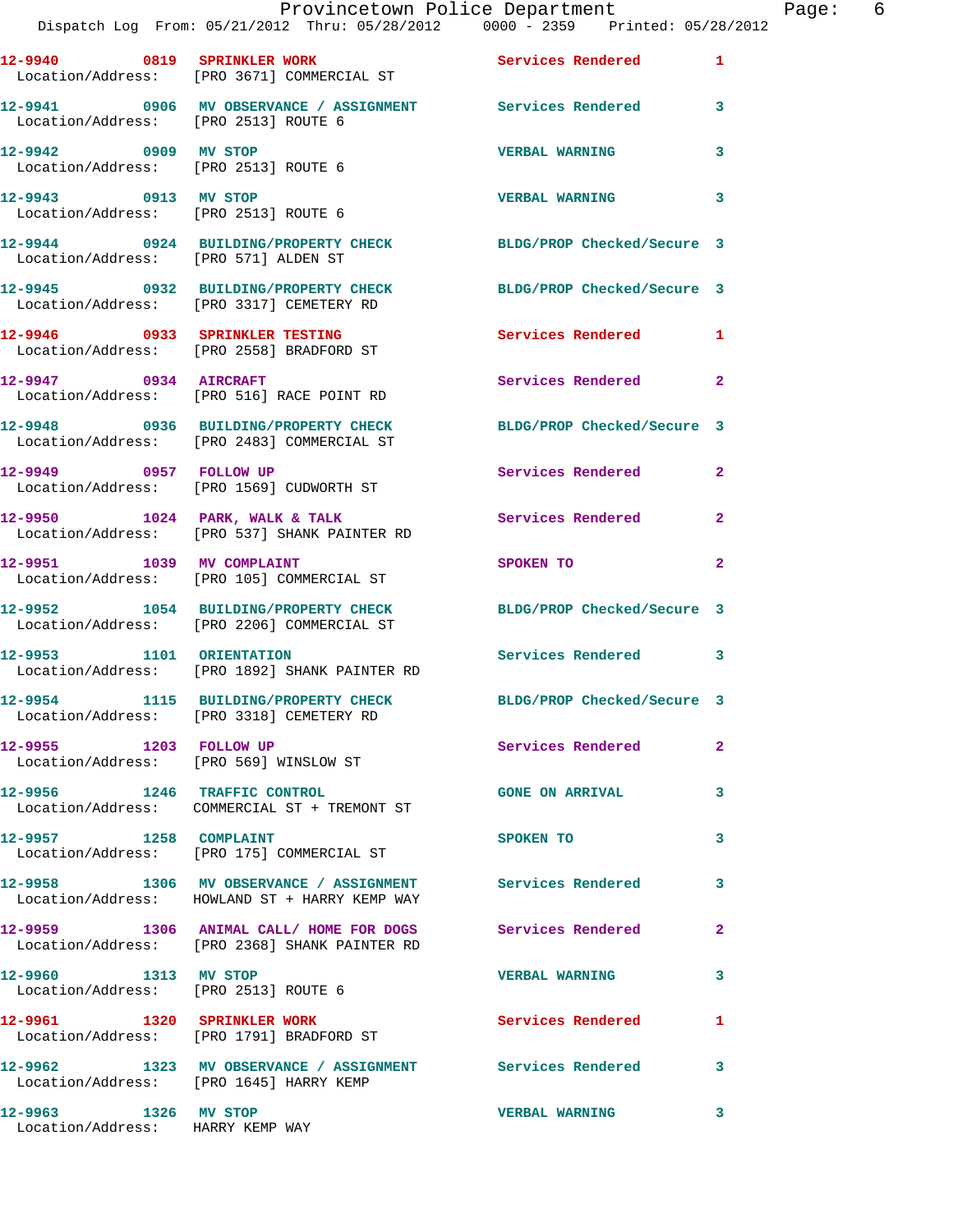12-9940 0819 SPRINKLER WORK Services Rendered 1
Location/Address: [PRO 3671] COMMERCIAL ST

12-9941 0906 MV OBSERVANCE / ASSIGNMENT Services Rendered 3
Location/Address: [PRO 2513] ROUTE 6

12-9942 0909 MV STOP VERBAL WARNING 3
Location/Address: [PRO 2513] ROUTE 6

12-9943 0913 MV STOP VERBAL WARNING 3
Location/Address: [PRO 2513] ROUTE 6

12-9944 0924 BUILDING/PROPERTY CHECK BLDG/PROP Checked/Secure 3
Location/Address: [PRO 571] ALDEN ST

12-9945 0932 BUILDING/PROPERTY CHECK BLDG/PROP Checked/Secure 3
Location/Address: [PRO 3317] CEMETERY RD

12-9946 0933 SPRINKLER TESTING Services Rendered 1
Location/Address: [PRO 2558] BRADFORD ST

12-9947 0934 AIRCRAFT Services Rendered 2
Location/Address: [PRO 516] RACE POINT RD

12-9948 0936 BUILDING/PROPERTY CHECK BLDG/PROP Checked/Secure 3
Location/Address: [PRO 2483] COMMERCIAL ST

12-9949 0957 FOLLOW UP Services Rendered 2
Location/Address: [PRO 1569] CUDWORTH ST

12-9950 1024 PARK, WALK & TALK Services Rendered 2
Location/Address: [PRO 537] SHANK PAINTER RD

12-9951 1039 MV COMPLAINT SPOKEN TO 2
Location/Address: [PRO 105] COMMERCIAL ST

12-9952 1054 BUILDING/PROPERTY CHECK BLDG/PROP Checked/Secure 3
Location/Address: [PRO 2206] COMMERCIAL ST

12-9953 1101 ORIENTATION Services Rendered 3
Location/Address: [PRO 1892] SHANK PAINTER RD

12-9954 1115 BUILDING/PROPERTY CHECK BLDG/PROP Checked/Secure 3
Location/Address: [PRO 3318] CEMETERY RD

12-9955 1203 FOLLOW UP Services Rendered 2
Location/Address: [PRO 569] WINSLOW ST

12-9956 1246 TRAFFIC CONTROL GONE ON ARRIVAL 3
Location/Address: COMMERCIAL ST + TREMONT ST

12-9957 1258 COMPLAINT SPOKEN TO 3
Location/Address: [PRO 175] COMMERCIAL ST

12-9958 1306 MV OBSERVANCE / ASSIGNMENT Services Rendered 3
Location/Address: HOWLAND ST + HARRY KEMP WAY

12-9959 1306 ANIMAL CALL/ HOME FOR DOGS Services Rendered 2
Location/Address: [PRO 2368] SHANK PAINTER RD

12-9960 1313 MV STOP VERBAL WARNING 3
Location/Address: [PRO 2513] ROUTE 6

12-9961 1320 SPRINKLER WORK Services Rendered 1
Location/Address: [PRO 1791] BRADFORD ST

12-9962 1323 MV OBSERVANCE / ASSIGNMENT Services Rendered 3
Location/Address: [PRO 1645] HARRY KEMP

12-9963 1326 MV STOP VERBAL WARNING 3
Location/Address: HARRY KEMP WAY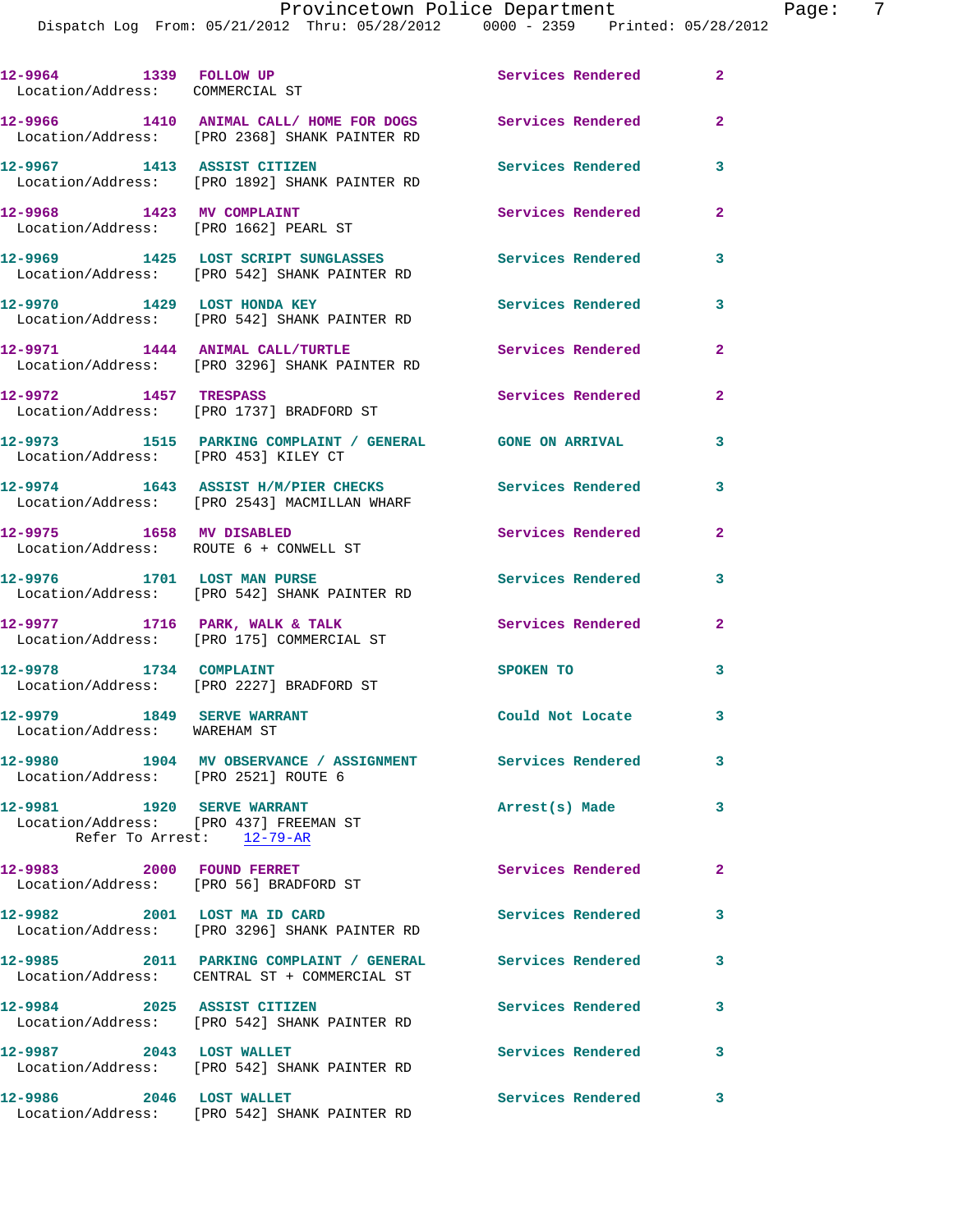12-9964 1339 FOLLOW UP Services Rendered 2
Location/Address: COMMERCIAL ST

12-9966 1410 ANIMAL CALL/ HOME FOR DOGS Services Rendered 2
Location/Address: [PRO 2368] SHANK PAINTER RD

12-9967 1413 ASSIST CITIZEN Services Rendered 3
Location/Address: [PRO 1892] SHANK PAINTER RD

12-9968 1423 MV COMPLAINT Services Rendered 2
Location/Address: [PRO 1662] PEARL ST

12-9969 1425 LOST SCRIPT SUNGLASSES Services Rendered 3
Location/Address: [PRO 542] SHANK PAINTER RD

12-9970 1429 LOST HONDA KEY Services Rendered 3
Location/Address: [PRO 542] SHANK PAINTER RD

12-9971 1444 ANIMAL CALL/TURTLE Services Rendered 2
Location/Address: [PRO 3296] SHANK PAINTER RD

12-9972 1457 TRESPASS Services Rendered 2
Location/Address: [PRO 1737] BRADFORD ST

12-9973 1515 PARKING COMPLAINT / GENERAL GONE ON ARRIVAL 3
Location/Address: [PRO 453] KILEY CT

12-9974 1643 ASSIST H/M/PIER CHECKS Services Rendered 3
Location/Address: [PRO 2543] MACMILLAN WHARF

12-9975 1658 MV DISABLED Services Rendered 2
Location/Address: ROUTE 6 + CONWELL ST

12-9976 1701 LOST MAN PURSE Services Rendered 3
Location/Address: [PRO 542] SHANK PAINTER RD

12-9977 1716 PARK, WALK & TALK Services Rendered 2
Location/Address: [PRO 175] COMMERCIAL ST

12-9978 1734 COMPLAINT SPOKEN TO 3
Location/Address: [PRO 2227] BRADFORD ST

12-9979 1849 SERVE WARRANT Could Not Locate 3
Location/Address: WAREHAM ST

12-9980 1904 MV OBSERVANCE / ASSIGNMENT Services Rendered 3
Location/Address: [PRO 2521] ROUTE 6

12-9981 1920 SERVE WARRANT Arrest(s) Made 3
Location/Address: [PRO 437] FREEMAN ST
Refer To Arrest: 12-79-AR

12-9983 2000 FOUND FERRET Services Rendered 2
Location/Address: [PRO 56] BRADFORD ST

12-9982 2001 LOST MA ID CARD Services Rendered 3
Location/Address: [PRO 3296] SHANK PAINTER RD

12-9985 2011 PARKING COMPLAINT / GENERAL Services Rendered 3
Location/Address: CENTRAL ST + COMMERCIAL ST

12-9984 2025 ASSIST CITIZEN Services Rendered 3
Location/Address: [PRO 542] SHANK PAINTER RD

12-9987 2043 LOST WALLET Services Rendered 3
Location/Address: [PRO 542] SHANK PAINTER RD

12-9986 2046 LOST WALLET Services Rendered 3
Location/Address: [PRO 542] SHANK PAINTER RD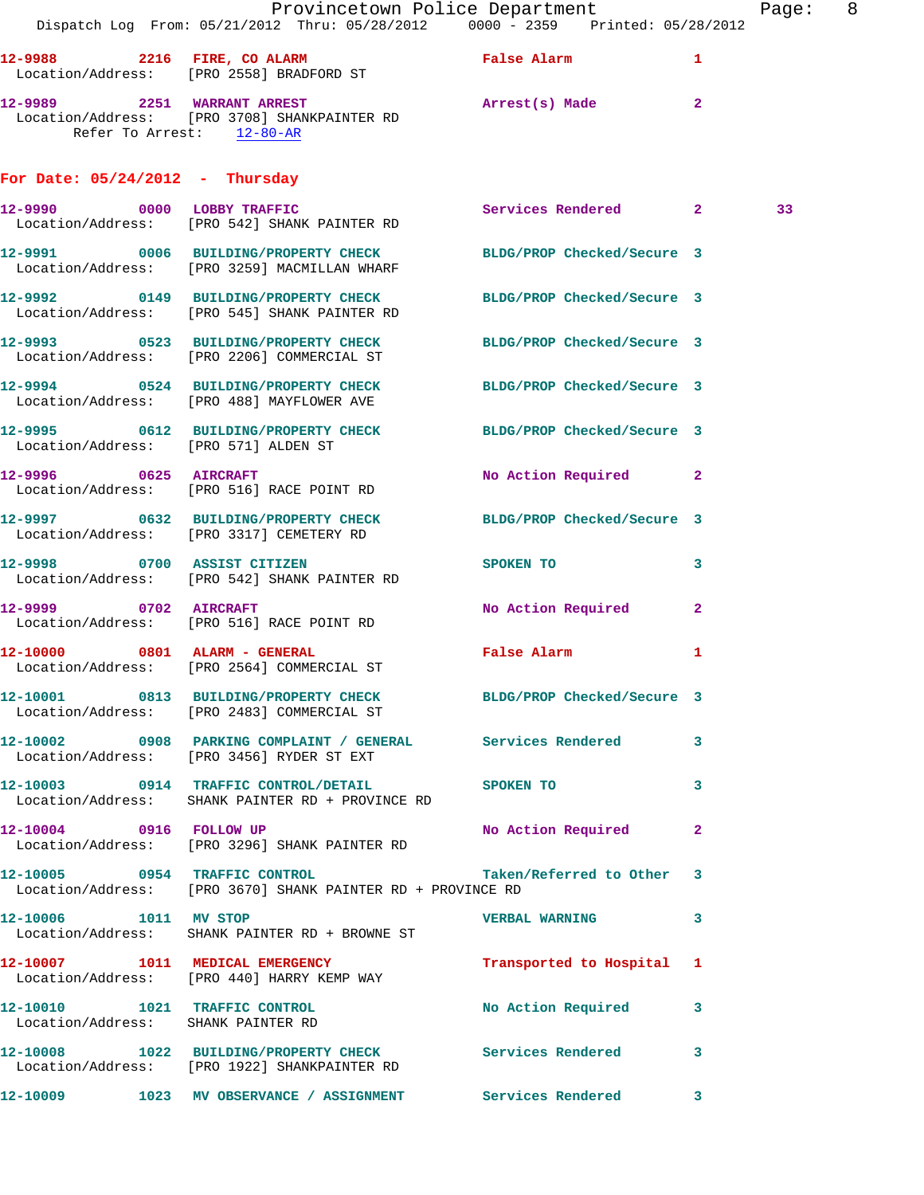12-9988 2216 FIRE, CO ALARM False Alarm 1
Location/Address: [PRO 2558] BRADFORD ST

12-9989 2251 WARRANT ARREST Arrest(s) Made 2
Location/Address: [PRO 3708] SHANKPAINTER RD
Refer To Arrest: 12-80-AR

## For Date: 05/24/2012 - Thursday

12-9990 0000 LOBBY TRAFFIC Services Rendered 2 33
Location/Address: [PRO 542] SHANK PAINTER RD

12-9991 0006 BUILDING/PROPERTY CHECK BLDG/PROP Checked/Secure 3
Location/Address: [PRO 3259] MACMILLAN WHARF

12-9992 0149 BUILDING/PROPERTY CHECK BLDG/PROP Checked/Secure 3
Location/Address: [PRO 545] SHANK PAINTER RD

12-9993 0523 BUILDING/PROPERTY CHECK BLDG/PROP Checked/Secure 3
Location/Address: [PRO 2206] COMMERCIAL ST

12-9994 0524 BUILDING/PROPERTY CHECK BLDG/PROP Checked/Secure 3
Location/Address: [PRO 488] MAYFLOWER AVE

12-9995 0612 BUILDING/PROPERTY CHECK BLDG/PROP Checked/Secure 3
Location/Address: [PRO 571] ALDEN ST

12-9996 0625 AIRCRAFT No Action Required 2
Location/Address: [PRO 516] RACE POINT RD

12-9997 0632 BUILDING/PROPERTY CHECK BLDG/PROP Checked/Secure 3
Location/Address: [PRO 3317] CEMETERY RD

12-9998 0700 ASSIST CITIZEN SPOKEN TO 3
Location/Address: [PRO 542] SHANK PAINTER RD

12-9999 0702 AIRCRAFT No Action Required 2
Location/Address: [PRO 516] RACE POINT RD

12-10000 0801 ALARM - GENERAL False Alarm 1
Location/Address: [PRO 2564] COMMERCIAL ST

12-10001 0813 BUILDING/PROPERTY CHECK BLDG/PROP Checked/Secure 3
Location/Address: [PRO 2483] COMMERCIAL ST

12-10002 0908 PARKING COMPLAINT / GENERAL Services Rendered 3
Location/Address: [PRO 3456] RYDER ST EXT

12-10003 0914 TRAFFIC CONTROL/DETAIL SPOKEN TO 3
Location/Address: SHANK PAINTER RD + PROVINCE RD

12-10004 0916 FOLLOW UP No Action Required 2
Location/Address: [PRO 3296] SHANK PAINTER RD

12-10005 0954 TRAFFIC CONTROL Taken/Referred to Other 3
Location/Address: [PRO 3670] SHANK PAINTER RD + PROVINCE RD

12-10006 1011 MV STOP VERBAL WARNING 3
Location/Address: SHANK PAINTER RD + BROWNE ST

12-10007 1011 MEDICAL EMERGENCY Transported to Hospital 1
Location/Address: [PRO 440] HARRY KEMP WAY

12-10010 1021 TRAFFIC CONTROL No Action Required 3
Location/Address: SHANK PAINTER RD

12-10008 1022 BUILDING/PROPERTY CHECK Services Rendered 3
Location/Address: [PRO 1922] SHANKPAINTER RD

12-10009 1023 MV OBSERVANCE / ASSIGNMENT Services Rendered 3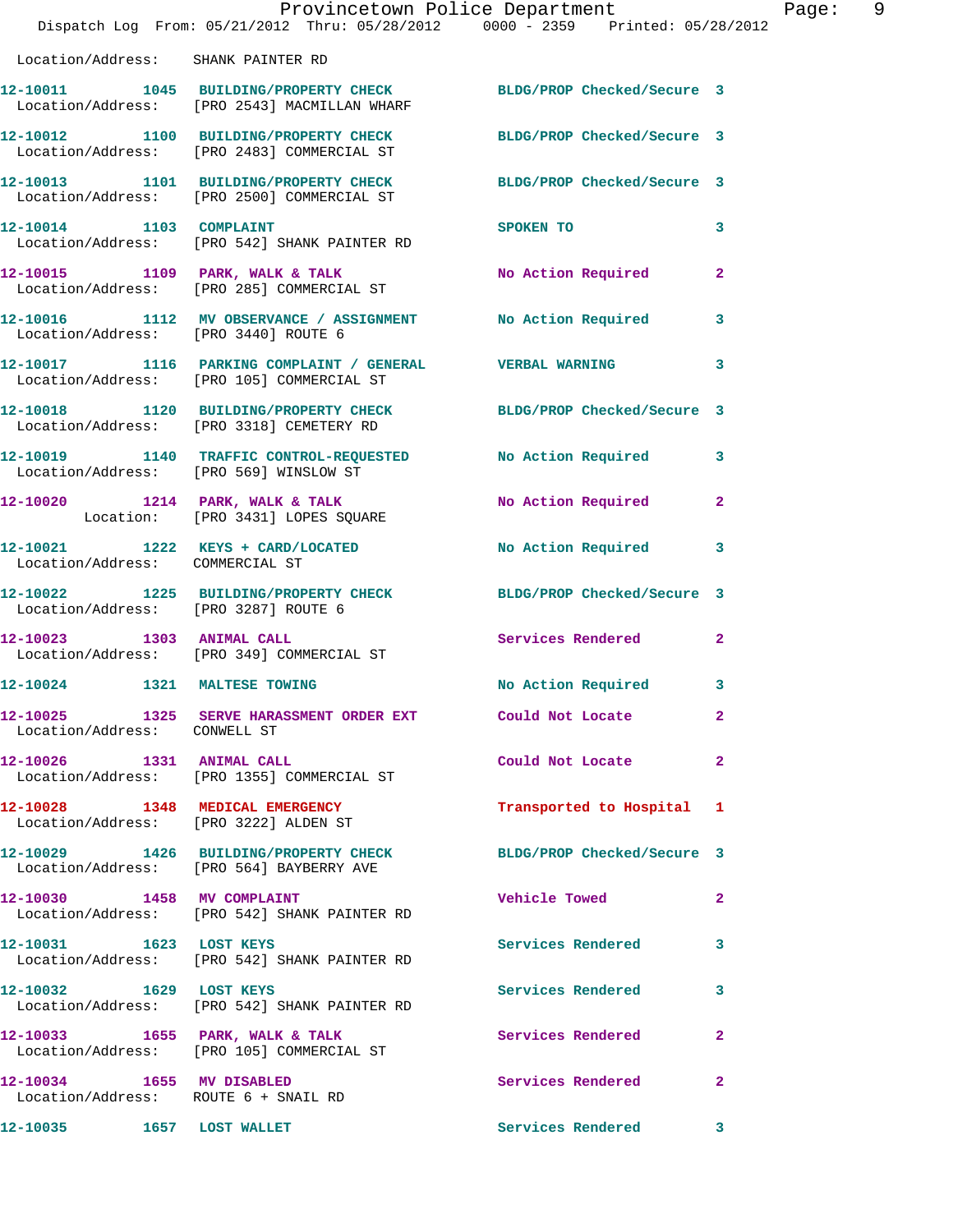Location/Address: SHANK PAINTER RD

| Call Number | Time | Call Reason | Action | Priority |
|---|---|---|---|---|
| 12-10011 | 1045 | BUILDING/PROPERTY CHECK | BLDG/PROP Checked/Secure | 3 |
| Location/Address: [PRO 2543] MACMILLAN WHARF | | | | |
| 12-10012 | 1100 | BUILDING/PROPERTY CHECK | BLDG/PROP Checked/Secure | 3 |
| Location/Address: [PRO 2483] COMMERCIAL ST | | | | |
| 12-10013 | 1101 | BUILDING/PROPERTY CHECK | BLDG/PROP Checked/Secure | 3 |
| Location/Address: [PRO 2500] COMMERCIAL ST | | | | |
| 12-10014 | 1103 | COMPLAINT | SPOKEN TO | 3 |
| Location/Address: [PRO 542] SHANK PAINTER RD | | | | |
| 12-10015 | 1109 | PARK, WALK & TALK | No Action Required | 2 |
| Location/Address: [PRO 285] COMMERCIAL ST | | | | |
| 12-10016 | 1112 | MV OBSERVANCE / ASSIGNMENT | No Action Required | 3 |
| Location/Address: [PRO 3440] ROUTE 6 | | | | |
| 12-10017 | 1116 | PARKING COMPLAINT / GENERAL | VERBAL WARNING | 3 |
| Location/Address: [PRO 105] COMMERCIAL ST | | | | |
| 12-10018 | 1120 | BUILDING/PROPERTY CHECK | BLDG/PROP Checked/Secure | 3 |
| Location/Address: [PRO 3318] CEMETERY RD | | | | |
| 12-10019 | 1140 | TRAFFIC CONTROL-REQUESTED | No Action Required | 3 |
| Location/Address: [PRO 569] WINSLOW ST | | | | |
| 12-10020 | 1214 | PARK, WALK & TALK | No Action Required | 2 |
| Location: [PRO 3431] LOPES SQUARE | | | | |
| 12-10021 | 1222 | KEYS + CARD/LOCATED | No Action Required | 3 |
| Location/Address: COMMERCIAL ST | | | | |
| 12-10022 | 1225 | BUILDING/PROPERTY CHECK | BLDG/PROP Checked/Secure | 3 |
| Location/Address: [PRO 3287] ROUTE 6 | | | | |
| 12-10023 | 1303 | ANIMAL CALL | Services Rendered | 2 |
| Location/Address: [PRO 349] COMMERCIAL ST | | | | |
| 12-10024 | 1321 | MALTESE TOWING | No Action Required | 3 |
| 12-10025 | 1325 | SERVE HARASSMENT ORDER EXT | Could Not Locate | 2 |
| Location/Address: CONWELL ST | | | | |
| 12-10026 | 1331 | ANIMAL CALL | Could Not Locate | 2 |
| Location/Address: [PRO 1355] COMMERCIAL ST | | | | |
| 12-10028 | 1348 | MEDICAL EMERGENCY | Transported to Hospital | 1 |
| Location/Address: [PRO 3222] ALDEN ST | | | | |
| 12-10029 | 1426 | BUILDING/PROPERTY CHECK | BLDG/PROP Checked/Secure | 3 |
| Location/Address: [PRO 564] BAYBERRY AVE | | | | |
| 12-10030 | 1458 | MV COMPLAINT | Vehicle Towed | 2 |
| Location/Address: [PRO 542] SHANK PAINTER RD | | | | |
| 12-10031 | 1623 | LOST KEYS | Services Rendered | 3 |
| Location/Address: [PRO 542] SHANK PAINTER RD | | | | |
| 12-10032 | 1629 | LOST KEYS | Services Rendered | 3 |
| Location/Address: [PRO 542] SHANK PAINTER RD | | | | |
| 12-10033 | 1655 | PARK, WALK & TALK | Services Rendered | 2 |
| Location/Address: [PRO 105] COMMERCIAL ST | | | | |
| 12-10034 | 1655 | MV DISABLED | Services Rendered | 2 |
| Location/Address: ROUTE 6 + SNAIL RD | | | | |
| 12-10035 | 1657 | LOST WALLET | Services Rendered | 3 |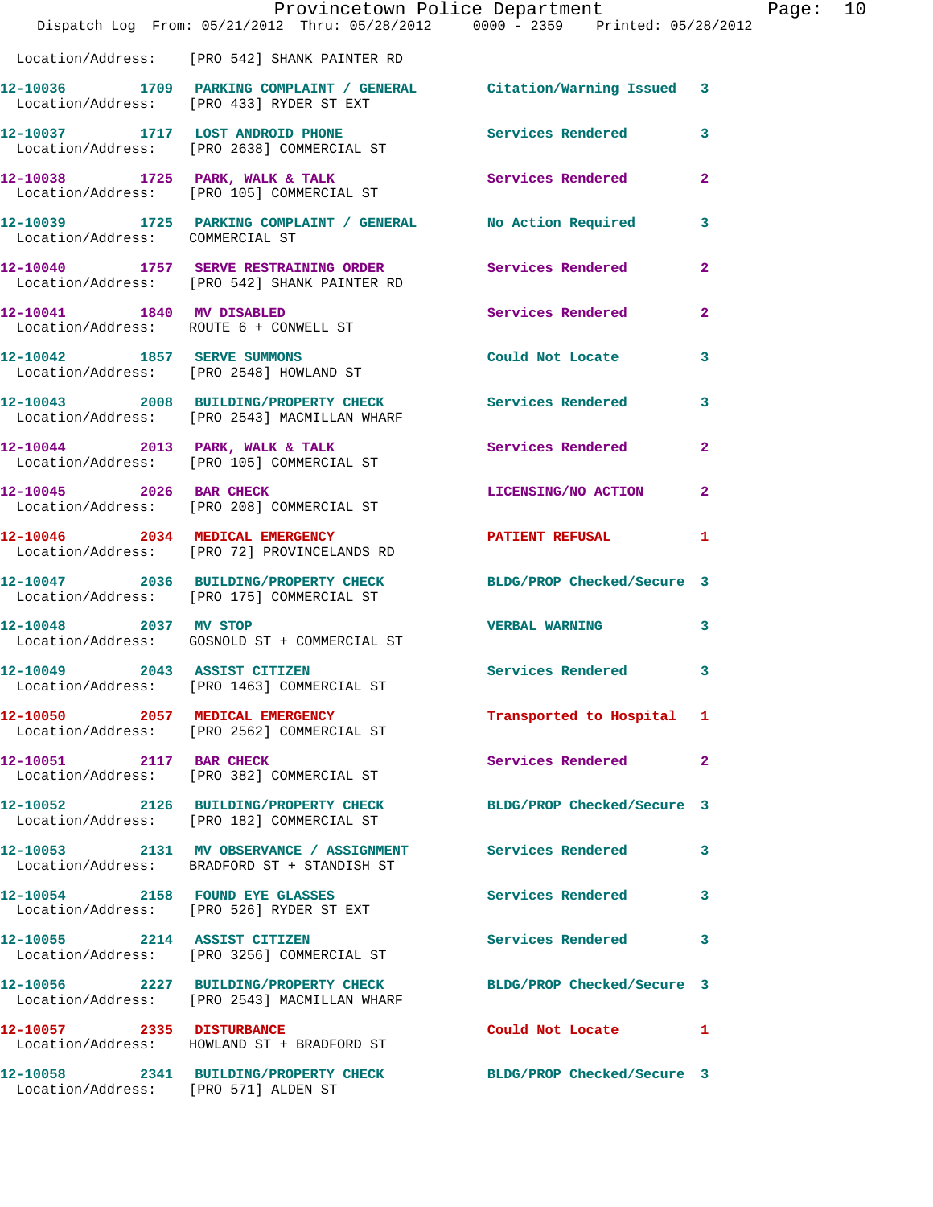Location/Address: [PRO 542] SHANK PAINTER RD

| Call # | Time | Call Reason | Action | Priority |
|---|---|---|---|---|
| 12-10036 | 1709 | PARKING COMPLAINT / GENERAL | Citation/Warning Issued | 3 |
| Location/Address: [PRO 433] RYDER ST EXT | | | | |
| 12-10037 | 1717 | LOST ANDROID PHONE | Services Rendered | 3 |
| Location/Address: [PRO 2638] COMMERCIAL ST | | | | |
| 12-10038 | 1725 | PARK, WALK & TALK | Services Rendered | 2 |
| Location/Address: [PRO 105] COMMERCIAL ST | | | | |
| 12-10039 | 1725 | PARKING COMPLAINT / GENERAL | No Action Required | 3 |
| Location/Address: COMMERCIAL ST | | | | |
| 12-10040 | 1757 | SERVE RESTRAINING ORDER | Services Rendered | 2 |
| Location/Address: [PRO 542] SHANK PAINTER RD | | | | |
| 12-10041 | 1840 | MV DISABLED | Services Rendered | 2 |
| Location/Address: ROUTE 6 + CONWELL ST | | | | |
| 12-10042 | 1857 | SERVE SUMMONS | Could Not Locate | 3 |
| Location/Address: [PRO 2548] HOWLAND ST | | | | |
| 12-10043 | 2008 | BUILDING/PROPERTY CHECK | Services Rendered | 3 |
| Location/Address: [PRO 2543] MACMILLAN WHARF | | | | |
| 12-10044 | 2013 | PARK, WALK & TALK | Services Rendered | 2 |
| Location/Address: [PRO 105] COMMERCIAL ST | | | | |
| 12-10045 | 2026 | BAR CHECK | LICENSING/NO ACTION | 2 |
| Location/Address: [PRO 208] COMMERCIAL ST | | | | |
| 12-10046 | 2034 | MEDICAL EMERGENCY | PATIENT REFUSAL | 1 |
| Location/Address: [PRO 72] PROVINCELANDS RD | | | | |
| 12-10047 | 2036 | BUILDING/PROPERTY CHECK | BLDG/PROP Checked/Secure | 3 |
| Location/Address: [PRO 175] COMMERCIAL ST | | | | |
| 12-10048 | 2037 | MV STOP | VERBAL WARNING | 3 |
| Location/Address: GOSNOLD ST + COMMERCIAL ST | | | | |
| 12-10049 | 2043 | ASSIST CITIZEN | Services Rendered | 3 |
| Location/Address: [PRO 1463] COMMERCIAL ST | | | | |
| 12-10050 | 2057 | MEDICAL EMERGENCY | Transported to Hospital | 1 |
| Location/Address: [PRO 2562] COMMERCIAL ST | | | | |
| 12-10051 | 2117 | BAR CHECK | Services Rendered | 2 |
| Location/Address: [PRO 382] COMMERCIAL ST | | | | |
| 12-10052 | 2126 | BUILDING/PROPERTY CHECK | BLDG/PROP Checked/Secure | 3 |
| Location/Address: [PRO 182] COMMERCIAL ST | | | | |
| 12-10053 | 2131 | MV OBSERVANCE / ASSIGNMENT | Services Rendered | 3 |
| Location/Address: BRADFORD ST + STANDISH ST | | | | |
| 12-10054 | 2158 | FOUND EYE GLASSES | Services Rendered | 3 |
| Location/Address: [PRO 526] RYDER ST EXT | | | | |
| 12-10055 | 2214 | ASSIST CITIZEN | Services Rendered | 3 |
| Location/Address: [PRO 3256] COMMERCIAL ST | | | | |
| 12-10056 | 2227 | BUILDING/PROPERTY CHECK | BLDG/PROP Checked/Secure | 3 |
| Location/Address: [PRO 2543] MACMILLAN WHARF | | | | |
| 12-10057 | 2335 | DISTURBANCE | Could Not Locate | 1 |
| Location/Address: HOWLAND ST + BRADFORD ST | | | | |
| 12-10058 | 2341 | BUILDING/PROPERTY CHECK | BLDG/PROP Checked/Secure | 3 |
| Location/Address: [PRO 571] ALDEN ST | | | | |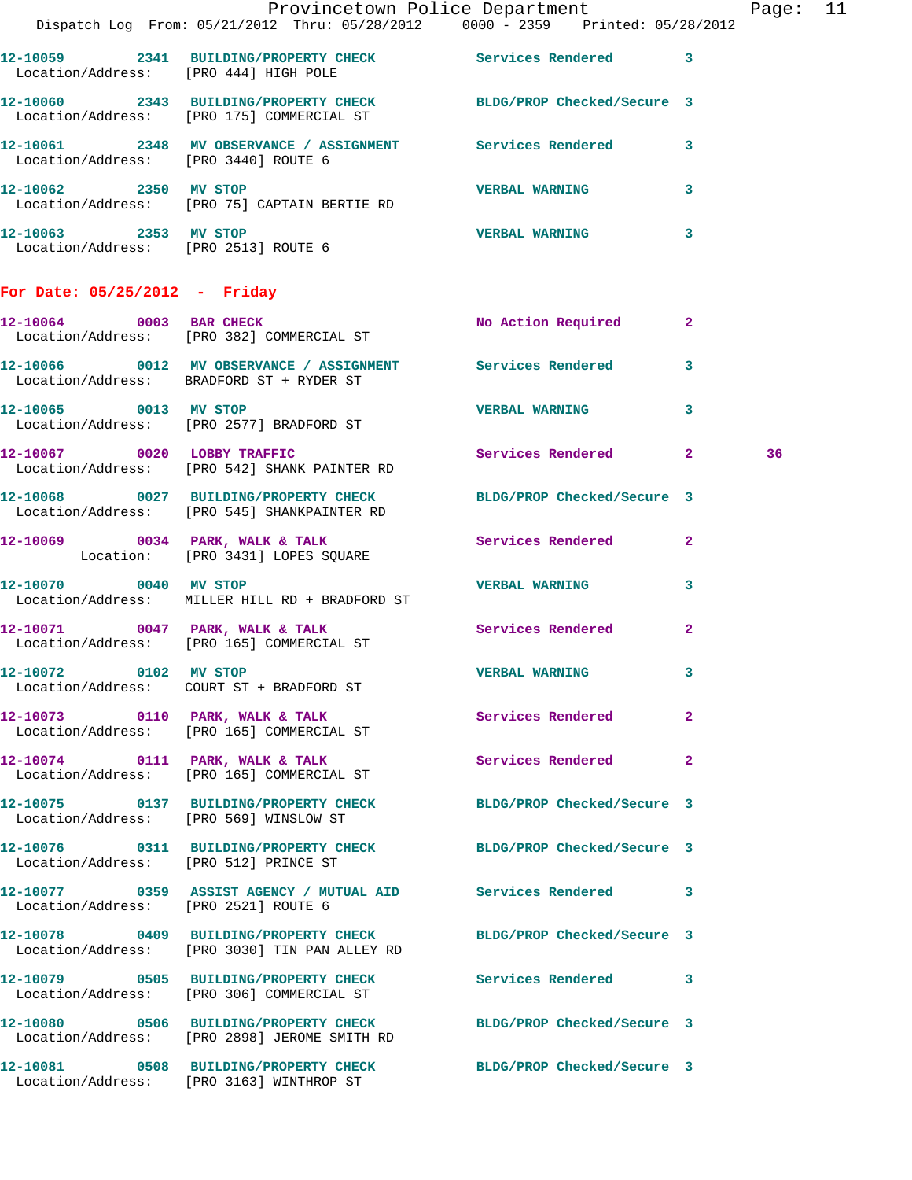12-10059 2341 BUILDING/PROPERTY CHECK Services Rendered 3
Location/Address: [PRO 444] HIGH POLE

12-10060 2343 BUILDING/PROPERTY CHECK BLDG/PROP Checked/Secure 3
Location/Address: [PRO 175] COMMERCIAL ST

12-10061 2348 MV OBSERVANCE / ASSIGNMENT Services Rendered 3
Location/Address: [PRO 3440] ROUTE 6

12-10062 2350 MV STOP VERBAL WARNING 3
Location/Address: [PRO 75] CAPTAIN BERTIE RD

12-10063 2353 MV STOP VERBAL WARNING 3
Location/Address: [PRO 2513] ROUTE 6

## For Date: 05/25/2012 - Friday

12-10064 0003 BAR CHECK No Action Required 2
Location/Address: [PRO 382] COMMERCIAL ST

12-10066 0012 MV OBSERVANCE / ASSIGNMENT Services Rendered 3
Location/Address: BRADFORD ST + RYDER ST

12-10065 0013 MV STOP VERBAL WARNING 3
Location/Address: [PRO 2577] BRADFORD ST

12-10067 0020 LOBBY TRAFFIC Services Rendered 2 36
Location/Address: [PRO 542] SHANK PAINTER RD

12-10068 0027 BUILDING/PROPERTY CHECK BLDG/PROP Checked/Secure 3
Location/Address: [PRO 545] SHANKPAINTER RD

12-10069 0034 PARK, WALK & TALK Services Rendered 2
Location: [PRO 3431] LOPES SQUARE

12-10070 0040 MV STOP VERBAL WARNING 3
Location/Address: MILLER HILL RD + BRADFORD ST

12-10071 0047 PARK, WALK & TALK Services Rendered 2
Location/Address: [PRO 165] COMMERCIAL ST

12-10072 0102 MV STOP VERBAL WARNING 3
Location/Address: COURT ST + BRADFORD ST

12-10073 0110 PARK, WALK & TALK Services Rendered 2
Location/Address: [PRO 165] COMMERCIAL ST

12-10074 0111 PARK, WALK & TALK Services Rendered 2
Location/Address: [PRO 165] COMMERCIAL ST

12-10075 0137 BUILDING/PROPERTY CHECK BLDG/PROP Checked/Secure 3
Location/Address: [PRO 569] WINSLOW ST

12-10076 0311 BUILDING/PROPERTY CHECK BLDG/PROP Checked/Secure 3
Location/Address: [PRO 512] PRINCE ST

12-10077 0359 ASSIST AGENCY / MUTUAL AID Services Rendered 3
Location/Address: [PRO 2521] ROUTE 6

12-10078 0409 BUILDING/PROPERTY CHECK BLDG/PROP Checked/Secure 3
Location/Address: [PRO 3030] TIN PAN ALLEY RD

12-10079 0505 BUILDING/PROPERTY CHECK Services Rendered 3
Location/Address: [PRO 306] COMMERCIAL ST

12-10080 0506 BUILDING/PROPERTY CHECK BLDG/PROP Checked/Secure 3
Location/Address: [PRO 2898] JEROME SMITH RD

12-10081 0508 BUILDING/PROPERTY CHECK BLDG/PROP Checked/Secure 3
Location/Address: [PRO 3163] WINTHROP ST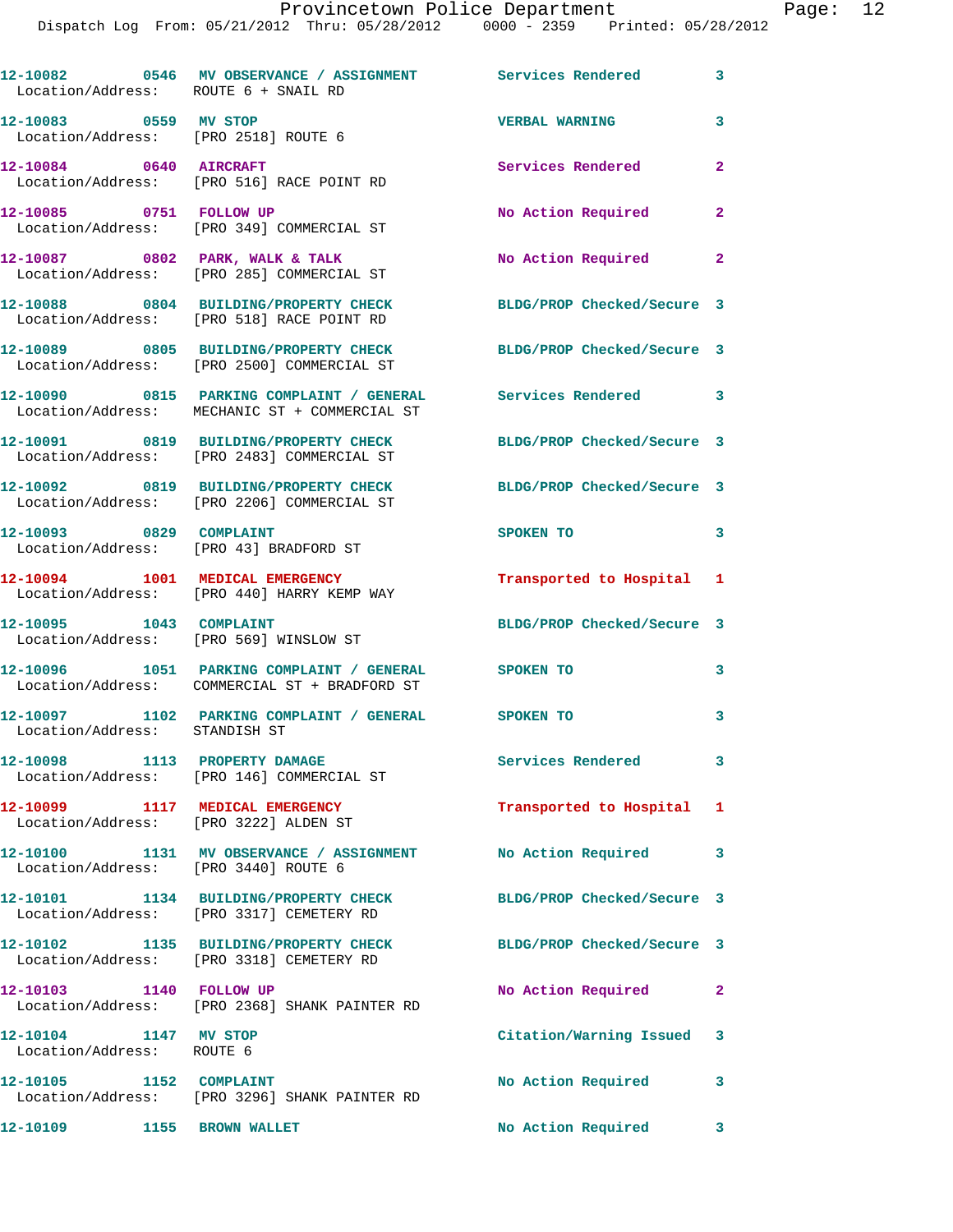12-10082 0546 MV OBSERVANCE / ASSIGNMENT Services Rendered 3
Location/Address: ROUTE 6 + SNAIL RD

12-10083 0559 MV STOP VERBAL WARNING 3
Location/Address: [PRO 2518] ROUTE 6

12-10084 0640 AIRCRAFT Services Rendered 2
Location/Address: [PRO 516] RACE POINT RD

12-10085 0751 FOLLOW UP No Action Required 2
Location/Address: [PRO 349] COMMERCIAL ST

12-10087 0802 PARK, WALK & TALK No Action Required 2
Location/Address: [PRO 285] COMMERCIAL ST

12-10088 0804 BUILDING/PROPERTY CHECK BLDG/PROP Checked/Secure 3
Location/Address: [PRO 518] RACE POINT RD

12-10089 0805 BUILDING/PROPERTY CHECK BLDG/PROP Checked/Secure 3
Location/Address: [PRO 2500] COMMERCIAL ST

12-10090 0815 PARKING COMPLAINT / GENERAL Services Rendered 3
Location/Address: MECHANIC ST + COMMERCIAL ST

12-10091 0819 BUILDING/PROPERTY CHECK BLDG/PROP Checked/Secure 3
Location/Address: [PRO 2483] COMMERCIAL ST

12-10092 0819 BUILDING/PROPERTY CHECK BLDG/PROP Checked/Secure 3
Location/Address: [PRO 2206] COMMERCIAL ST

12-10093 0829 COMPLAINT SPOKEN TO 3
Location/Address: [PRO 43] BRADFORD ST

12-10094 1001 MEDICAL EMERGENCY Transported to Hospital 1
Location/Address: [PRO 440] HARRY KEMP WAY

12-10095 1043 COMPLAINT BLDG/PROP Checked/Secure 3
Location/Address: [PRO 569] WINSLOW ST

12-10096 1051 PARKING COMPLAINT / GENERAL SPOKEN TO 3
Location/Address: COMMERCIAL ST + BRADFORD ST

12-10097 1102 PARKING COMPLAINT / GENERAL SPOKEN TO 3
Location/Address: STANDISH ST

12-10098 1113 PROPERTY DAMAGE Services Rendered 3
Location/Address: [PRO 146] COMMERCIAL ST

12-10099 1117 MEDICAL EMERGENCY Transported to Hospital 1
Location/Address: [PRO 3222] ALDEN ST

12-10100 1131 MV OBSERVANCE / ASSIGNMENT No Action Required 3
Location/Address: [PRO 3440] ROUTE 6

12-10101 1134 BUILDING/PROPERTY CHECK BLDG/PROP Checked/Secure 3
Location/Address: [PRO 3317] CEMETERY RD

12-10102 1135 BUILDING/PROPERTY CHECK BLDG/PROP Checked/Secure 3
Location/Address: [PRO 3318] CEMETERY RD

12-10103 1140 FOLLOW UP No Action Required 2
Location/Address: [PRO 2368] SHANK PAINTER RD

12-10104 1147 MV STOP Citation/Warning Issued 3
Location/Address: ROUTE 6

12-10105 1152 COMPLAINT No Action Required 3
Location/Address: [PRO 3296] SHANK PAINTER RD

12-10109 1155 BROWN WALLET No Action Required 3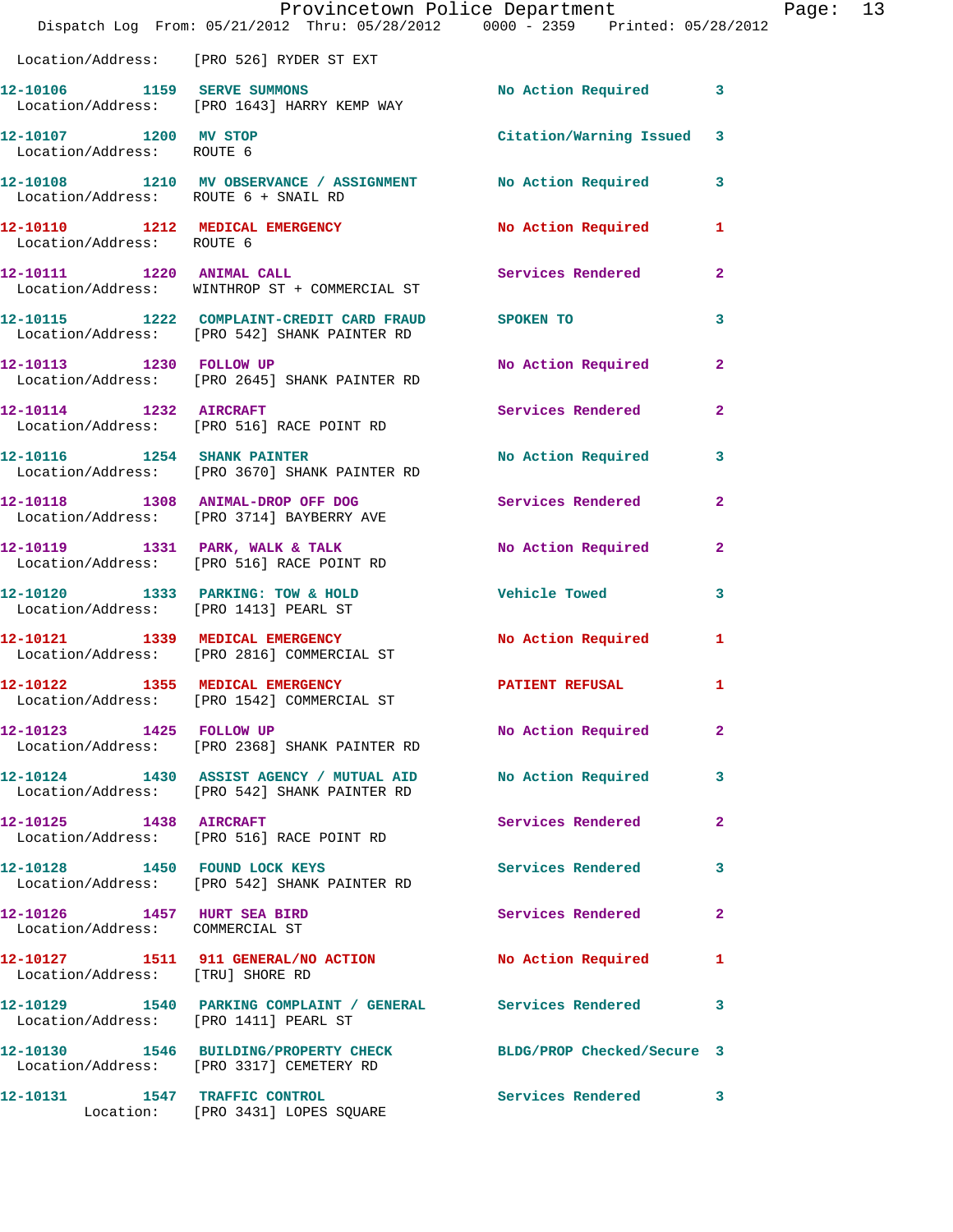Location/Address: [PRO 526] RYDER ST EXT

| Call # | Time | Call Reason | Action | Priority |
|---|---|---|---|---|
| 12-10106 | 1159 | SERVE SUMMONS | No Action Required | 3 |
| Location/Address: | [PRO 1643] HARRY KEMP WAY | | | |
| 12-10107 | 1200 | MV STOP | Citation/Warning Issued | 3 |
| Location/Address: | ROUTE 6 | | | |
| 12-10108 | 1210 | MV OBSERVANCE / ASSIGNMENT | No Action Required | 3 |
| Location/Address: | ROUTE 6 + SNAIL RD | | | |
| 12-10110 | 1212 | MEDICAL EMERGENCY | No Action Required | 1 |
| Location/Address: | ROUTE 6 | | | |
| 12-10111 | 1220 | ANIMAL CALL | Services Rendered | 2 |
| Location/Address: | WINTHROP ST + COMMERCIAL ST | | | |
| 12-10115 | 1222 | COMPLAINT-CREDIT CARD FRAUD | SPOKEN TO | 3 |
| Location/Address: | [PRO 542] SHANK PAINTER RD | | | |
| 12-10113 | 1230 | FOLLOW UP | No Action Required | 2 |
| Location/Address: | [PRO 2645] SHANK PAINTER RD | | | |
| 12-10114 | 1232 | AIRCRAFT | Services Rendered | 2 |
| Location/Address: | [PRO 516] RACE POINT RD | | | |
| 12-10116 | 1254 | SHANK PAINTER | No Action Required | 3 |
| Location/Address: | [PRO 3670] SHANK PAINTER RD | | | |
| 12-10118 | 1308 | ANIMAL-DROP OFF DOG | Services Rendered | 2 |
| Location/Address: | [PRO 3714] BAYBERRY AVE | | | |
| 12-10119 | 1331 | PARK, WALK & TALK | No Action Required | 2 |
| Location/Address: | [PRO 516] RACE POINT RD | | | |
| 12-10120 | 1333 | PARKING: TOW & HOLD | Vehicle Towed | 3 |
| Location/Address: | [PRO 1413] PEARL ST | | | |
| 12-10121 | 1339 | MEDICAL EMERGENCY | No Action Required | 1 |
| Location/Address: | [PRO 2816] COMMERCIAL ST | | | |
| 12-10122 | 1355 | MEDICAL EMERGENCY | PATIENT REFUSAL | 1 |
| Location/Address: | [PRO 1542] COMMERCIAL ST | | | |
| 12-10123 | 1425 | FOLLOW UP | No Action Required | 2 |
| Location/Address: | [PRO 2368] SHANK PAINTER RD | | | |
| 12-10124 | 1430 | ASSIST AGENCY / MUTUAL AID | No Action Required | 3 |
| Location/Address: | [PRO 542] SHANK PAINTER RD | | | |
| 12-10125 | 1438 | AIRCRAFT | Services Rendered | 2 |
| Location/Address: | [PRO 516] RACE POINT RD | | | |
| 12-10128 | 1450 | FOUND LOCK KEYS | Services Rendered | 3 |
| Location/Address: | [PRO 542] SHANK PAINTER RD | | | |
| 12-10126 | 1457 | HURT SEA BIRD | Services Rendered | 2 |
| Location/Address: | COMMERCIAL ST | | | |
| 12-10127 | 1511 | 911 GENERAL/NO ACTION | No Action Required | 1 |
| Location/Address: | [TRU] SHORE RD | | | |
| 12-10129 | 1540 | PARKING COMPLAINT / GENERAL | Services Rendered | 3 |
| Location/Address: | [PRO 1411] PEARL ST | | | |
| 12-10130 | 1546 | BUILDING/PROPERTY CHECK | BLDG/PROP Checked/Secure | 3 |
| Location/Address: | [PRO 3317] CEMETERY RD | | | |
| 12-10131 | 1547 | TRAFFIC CONTROL | Services Rendered | 3 |
| Location: | [PRO 3431] LOPES SQUARE | | | |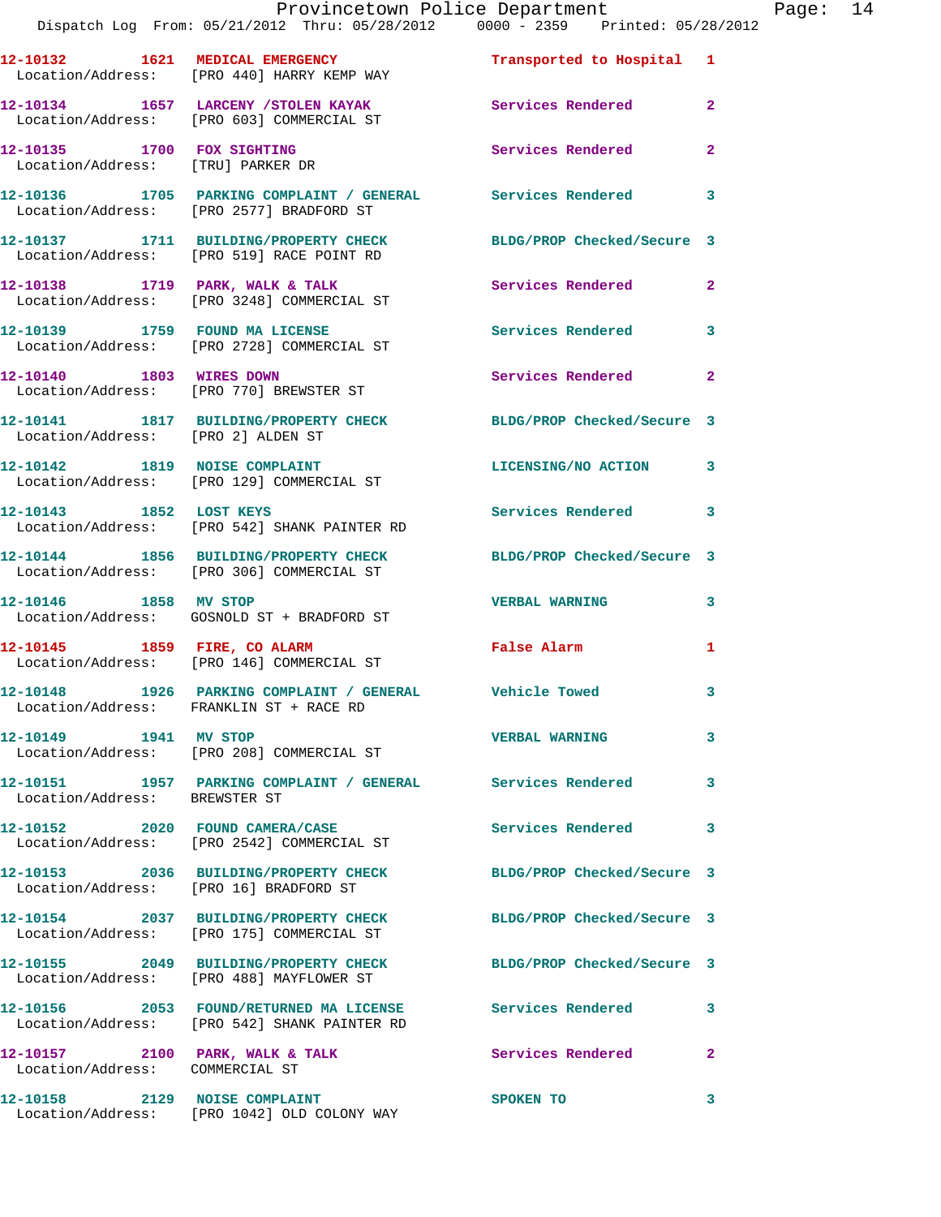| Call # | Time | Call Type | Disposition | Priority |
|---|---|---|---|---|
| 12-10132 | 1621 | MEDICAL EMERGENCY | Transported to Hospital | 1 |
| | | Location/Address: [PRO 440] HARRY KEMP WAY | | |
| 12-10134 | 1657 | LARCENY /STOLEN KAYAK | Services Rendered | 2 |
| | | Location/Address: [PRO 603] COMMERCIAL ST | | |
| 12-10135 | 1700 | FOX SIGHTING | Services Rendered | 2 |
| | | Location/Address: [TRU] PARKER DR | | |
| 12-10136 | 1705 | PARKING COMPLAINT / GENERAL | Services Rendered | 3 |
| | | Location/Address: [PRO 2577] BRADFORD ST | | |
| 12-10137 | 1711 | BUILDING/PROPERTY CHECK | BLDG/PROP Checked/Secure | 3 |
| | | Location/Address: [PRO 519] RACE POINT RD | | |
| 12-10138 | 1719 | PARK, WALK & TALK | Services Rendered | 2 |
| | | Location/Address: [PRO 3248] COMMERCIAL ST | | |
| 12-10139 | 1759 | FOUND MA LICENSE | Services Rendered | 3 |
| | | Location/Address: [PRO 2728] COMMERCIAL ST | | |
| 12-10140 | 1803 | WIRES DOWN | Services Rendered | 2 |
| | | Location/Address: [PRO 770] BREWSTER ST | | |
| 12-10141 | 1817 | BUILDING/PROPERTY CHECK | BLDG/PROP Checked/Secure | 3 |
| | | Location/Address: [PRO 2] ALDEN ST | | |
| 12-10142 | 1819 | NOISE COMPLAINT | LICENSING/NO ACTION | 3 |
| | | Location/Address: [PRO 129] COMMERCIAL ST | | |
| 12-10143 | 1852 | LOST KEYS | Services Rendered | 3 |
| | | Location/Address: [PRO 542] SHANK PAINTER RD | | |
| 12-10144 | 1856 | BUILDING/PROPERTY CHECK | BLDG/PROP Checked/Secure | 3 |
| | | Location/Address: [PRO 306] COMMERCIAL ST | | |
| 12-10146 | 1858 | MV STOP | VERBAL WARNING | 3 |
| | | Location/Address: GOSNOLD ST + BRADFORD ST | | |
| 12-10145 | 1859 | FIRE, CO ALARM | False Alarm | 1 |
| | | Location/Address: [PRO 146] COMMERCIAL ST | | |
| 12-10148 | 1926 | PARKING COMPLAINT / GENERAL | Vehicle Towed | 3 |
| | | Location/Address: FRANKLIN ST + RACE RD | | |
| 12-10149 | 1941 | MV STOP | VERBAL WARNING | 3 |
| | | Location/Address: [PRO 208] COMMERCIAL ST | | |
| 12-10151 | 1957 | PARKING COMPLAINT / GENERAL | Services Rendered | 3 |
| | | Location/Address: BREWSTER ST | | |
| 12-10152 | 2020 | FOUND CAMERA/CASE | Services Rendered | 3 |
| | | Location/Address: [PRO 2542] COMMERCIAL ST | | |
| 12-10153 | 2036 | BUILDING/PROPERTY CHECK | BLDG/PROP Checked/Secure | 3 |
| | | Location/Address: [PRO 16] BRADFORD ST | | |
| 12-10154 | 2037 | BUILDING/PROPERTY CHECK | BLDG/PROP Checked/Secure | 3 |
| | | Location/Address: [PRO 175] COMMERCIAL ST | | |
| 12-10155 | 2049 | BUILDING/PROPERTY CHECK | BLDG/PROP Checked/Secure | 3 |
| | | Location/Address: [PRO 488] MAYFLOWER ST | | |
| 12-10156 | 2053 | FOUND/RETURNED MA LICENSE | Services Rendered | 3 |
| | | Location/Address: [PRO 542] SHANK PAINTER RD | | |
| 12-10157 | 2100 | PARK, WALK & TALK | Services Rendered | 2 |
| | | Location/Address: COMMERCIAL ST | | |
| 12-10158 | 2129 | NOISE COMPLAINT | SPOKEN TO | 3 |
| | | Location/Address: [PRO 1042] OLD COLONY WAY | | |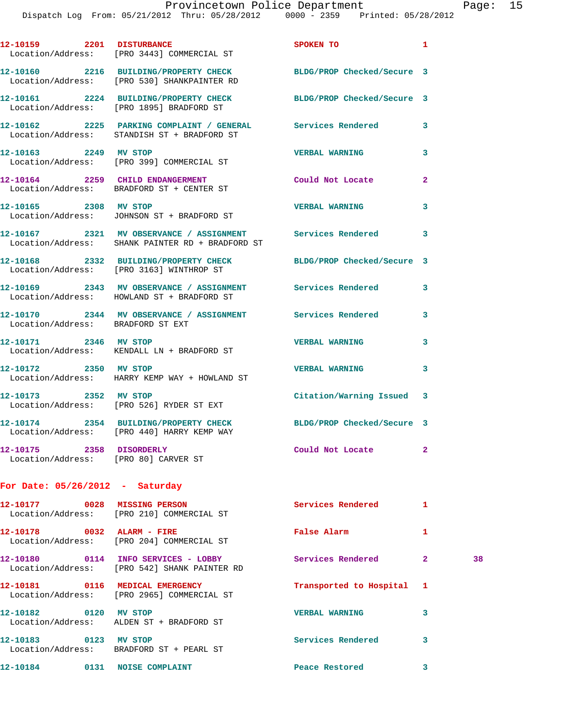12-10159 2201 DISTURBANCE SPOKEN TO 1
Location/Address: [PRO 3443] COMMERCIAL ST

12-10160 2216 BUILDING/PROPERTY CHECK BLDG/PROP Checked/Secure 3
Location/Address: [PRO 530] SHANKPAINTER RD

12-10161 2224 BUILDING/PROPERTY CHECK BLDG/PROP Checked/Secure 3
Location/Address: [PRO 1895] BRADFORD ST

12-10162 2225 PARKING COMPLAINT / GENERAL Services Rendered 3
Location/Address: STANDISH ST + BRADFORD ST

12-10163 2249 MV STOP VERBAL WARNING 3
Location/Address: [PRO 399] COMMERCIAL ST

12-10164 2259 CHILD ENDANGERMENT Could Not Locate 2
Location/Address: BRADFORD ST + CENTER ST

12-10165 2308 MV STOP VERBAL WARNING 3
Location/Address: JOHNSON ST + BRADFORD ST

12-10167 2321 MV OBSERVANCE / ASSIGNMENT Services Rendered 3
Location/Address: SHANK PAINTER RD + BRADFORD ST

12-10168 2332 BUILDING/PROPERTY CHECK BLDG/PROP Checked/Secure 3
Location/Address: [PRO 3163] WINTHROP ST

12-10169 2343 MV OBSERVANCE / ASSIGNMENT Services Rendered 3
Location/Address: HOWLAND ST + BRADFORD ST

12-10170 2344 MV OBSERVANCE / ASSIGNMENT Services Rendered 3
Location/Address: BRADFORD ST EXT

12-10171 2346 MV STOP VERBAL WARNING 3
Location/Address: KENDALL LN + BRADFORD ST

12-10172 2350 MV STOP VERBAL WARNING 3
Location/Address: HARRY KEMP WAY + HOWLAND ST

12-10173 2352 MV STOP Citation/Warning Issued 3
Location/Address: [PRO 526] RYDER ST EXT

12-10174 2354 BUILDING/PROPERTY CHECK BLDG/PROP Checked/Secure 3
Location/Address: [PRO 440] HARRY KEMP WAY

12-10175 2358 DISORDERLY Could Not Locate 2
Location/Address: [PRO 80] CARVER ST

## For Date: 05/26/2012 - Saturday

12-10177 0028 MISSING PERSON Services Rendered 1
Location/Address: [PRO 210] COMMERCIAL ST

12-10178 0032 ALARM - FIRE False Alarm 1
Location/Address: [PRO 204] COMMERCIAL ST

12-10180 0114 INFO SERVICES - LOBBY Services Rendered 2 38
Location/Address: [PRO 542] SHANK PAINTER RD

12-10181 0116 MEDICAL EMERGENCY Transported to Hospital 1
Location/Address: [PRO 2965] COMMERCIAL ST

12-10182 0120 MV STOP VERBAL WARNING 3
Location/Address: ALDEN ST + BRADFORD ST

12-10183 0123 MV STOP Services Rendered 3
Location/Address: BRADFORD ST + PEARL ST

12-10184 0131 NOISE COMPLAINT Peace Restored 3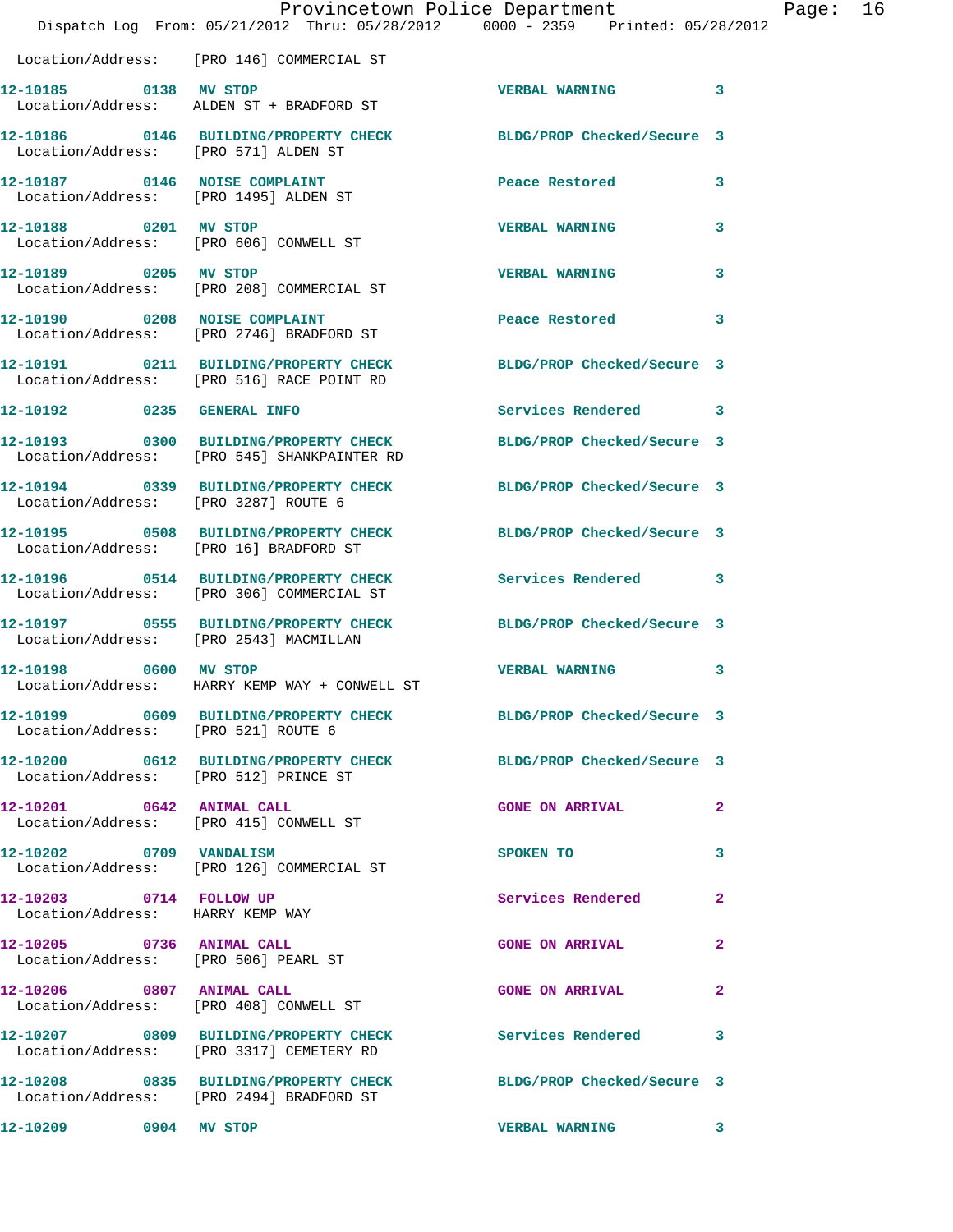Location/Address: [PRO 146] COMMERCIAL ST

**12-10185 0138 MV STOP** VERBAL WARNING 3
Location/Address: ALDEN ST + BRADFORD ST

**12-10186 0146 BUILDING/PROPERTY CHECK** BLDG/PROP Checked/Secure 3
Location/Address: [PRO 571] ALDEN ST

**12-10187 0146 NOISE COMPLAINT** Peace Restored 3
Location/Address: [PRO 1495] ALDEN ST

**12-10188 0201 MV STOP** VERBAL WARNING 3
Location/Address: [PRO 606] CONWELL ST

**12-10189 0205 MV STOP** VERBAL WARNING 3
Location/Address: [PRO 208] COMMERCIAL ST

**12-10190 0208 NOISE COMPLAINT** Peace Restored 3
Location/Address: [PRO 2746] BRADFORD ST

**12-10191 0211 BUILDING/PROPERTY CHECK** BLDG/PROP Checked/Secure 3
Location/Address: [PRO 516] RACE POINT RD

**12-10192 0235 GENERAL INFO** Services Rendered 3

**12-10193 0300 BUILDING/PROPERTY CHECK** BLDG/PROP Checked/Secure 3
Location/Address: [PRO 545] SHANKPAINTER RD

**12-10194 0339 BUILDING/PROPERTY CHECK** BLDG/PROP Checked/Secure 3
Location/Address: [PRO 3287] ROUTE 6

**12-10195 0508 BUILDING/PROPERTY CHECK** BLDG/PROP Checked/Secure 3
Location/Address: [PRO 16] BRADFORD ST

**12-10196 0514 BUILDING/PROPERTY CHECK** Services Rendered 3
Location/Address: [PRO 306] COMMERCIAL ST

**12-10197 0555 BUILDING/PROPERTY CHECK** BLDG/PROP Checked/Secure 3
Location/Address: [PRO 2543] MACMILLAN

**12-10198 0600 MV STOP** VERBAL WARNING 3
Location/Address: HARRY KEMP WAY + CONWELL ST

**12-10199 0609 BUILDING/PROPERTY CHECK** BLDG/PROP Checked/Secure 3
Location/Address: [PRO 521] ROUTE 6

**12-10200 0612 BUILDING/PROPERTY CHECK** BLDG/PROP Checked/Secure 3
Location/Address: [PRO 512] PRINCE ST

**12-10201 0642 ANIMAL CALL** GONE ON ARRIVAL 2
Location/Address: [PRO 415] CONWELL ST

**12-10202 0709 VANDALISM** SPOKEN TO 3
Location/Address: [PRO 126] COMMERCIAL ST

**12-10203 0714 FOLLOW UP** Services Rendered 2
Location/Address: HARRY KEMP WAY

**12-10205 0736 ANIMAL CALL** GONE ON ARRIVAL 2
Location/Address: [PRO 506] PEARL ST

**12-10206 0807 ANIMAL CALL** GONE ON ARRIVAL 2
Location/Address: [PRO 408] CONWELL ST

**12-10207 0809 BUILDING/PROPERTY CHECK** Services Rendered 3
Location/Address: [PRO 3317] CEMETERY RD

**12-10208 0835 BUILDING/PROPERTY CHECK** BLDG/PROP Checked/Secure 3
Location/Address: [PRO 2494] BRADFORD ST

**12-10209 0904 MV STOP** VERBAL WARNING 3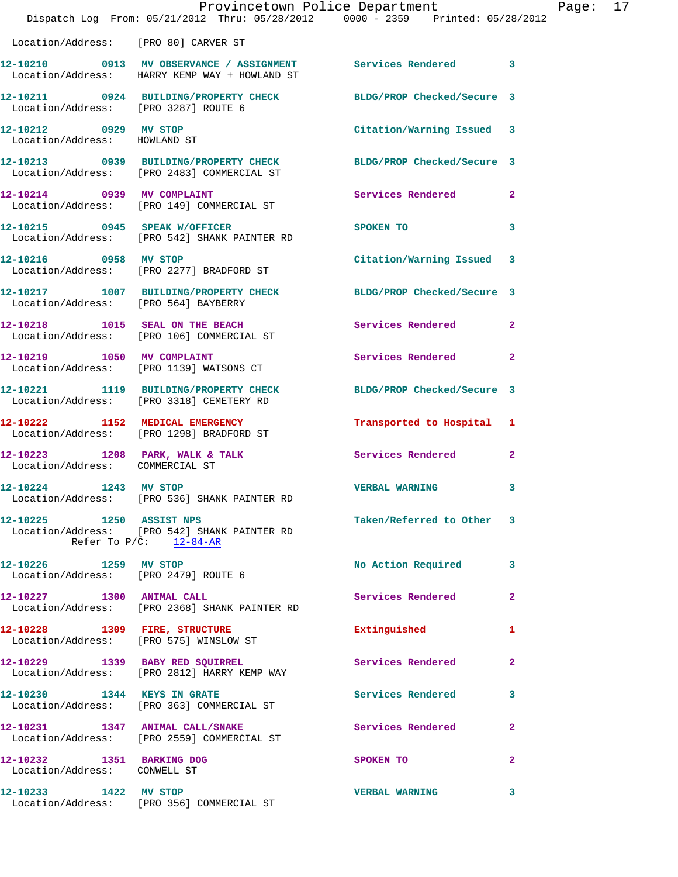Location/Address: [PRO 80] CARVER ST

| Call # | Time | Call Reason | Action | Priority |
|---|---|---|---|---|
| 12-10210 | 0913 | MV OBSERVANCE / ASSIGNMENT | Services Rendered | 3 |
| | | Location/Address: HARRY KEMP WAY + HOWLAND ST | | |
| 12-10211 | 0924 | BUILDING/PROPERTY CHECK | BLDG/PROP Checked/Secure | 3 |
| | | Location/Address: [PRO 3287] ROUTE 6 | | |
| 12-10212 | 0929 | MV STOP | Citation/Warning Issued | 3 |
| | | Location/Address: HOWLAND ST | | |
| 12-10213 | 0939 | BUILDING/PROPERTY CHECK | BLDG/PROP Checked/Secure | 3 |
| | | Location/Address: [PRO 2483] COMMERCIAL ST | | |
| 12-10214 | 0939 | MV COMPLAINT | Services Rendered | 2 |
| | | Location/Address: [PRO 149] COMMERCIAL ST | | |
| 12-10215 | 0945 | SPEAK W/OFFICER | SPOKEN TO | 3 |
| | | Location/Address: [PRO 542] SHANK PAINTER RD | | |
| 12-10216 | 0958 | MV STOP | Citation/Warning Issued | 3 |
| | | Location/Address: [PRO 2277] BRADFORD ST | | |
| 12-10217 | 1007 | BUILDING/PROPERTY CHECK | BLDG/PROP Checked/Secure | 3 |
| | | Location/Address: [PRO 564] BAYBERRY | | |
| 12-10218 | 1015 | SEAL ON THE BEACH | Services Rendered | 2 |
| | | Location/Address: [PRO 106] COMMERCIAL ST | | |
| 12-10219 | 1050 | MV COMPLAINT | Services Rendered | 2 |
| | | Location/Address: [PRO 1139] WATSONS CT | | |
| 12-10221 | 1119 | BUILDING/PROPERTY CHECK | BLDG/PROP Checked/Secure | 3 |
| | | Location/Address: [PRO 3318] CEMETERY RD | | |
| 12-10222 | 1152 | MEDICAL EMERGENCY | Transported to Hospital | 1 |
| | | Location/Address: [PRO 1298] BRADFORD ST | | |
| 12-10223 | 1208 | PARK, WALK & TALK | Services Rendered | 2 |
| | | Location/Address: COMMERCIAL ST | | |
| 12-10224 | 1243 | MV STOP | VERBAL WARNING | 3 |
| | | Location/Address: [PRO 536] SHANK PAINTER RD | | |
| 12-10225 | 1250 | ASSIST NPS | Taken/Referred to Other | 3 |
| | | Location/Address: [PRO 542] SHANK PAINTER RD | | |
| | | Refer To P/C: 12-84-AR | | |
| 12-10226 | 1259 | MV STOP | No Action Required | 3 |
| | | Location/Address: [PRO 2479] ROUTE 6 | | |
| 12-10227 | 1300 | ANIMAL CALL | Services Rendered | 2 |
| | | Location/Address: [PRO 2368] SHANK PAINTER RD | | |
| 12-10228 | 1309 | FIRE, STRUCTURE | Extinguished | 1 |
| | | Location/Address: [PRO 575] WINSLOW ST | | |
| 12-10229 | 1339 | BABY RED SQUIRREL | Services Rendered | 2 |
| | | Location/Address: [PRO 2812] HARRY KEMP WAY | | |
| 12-10230 | 1344 | KEYS IN GRATE | Services Rendered | 3 |
| | | Location/Address: [PRO 363] COMMERCIAL ST | | |
| 12-10231 | 1347 | ANIMAL CALL/SNAKE | Services Rendered | 2 |
| | | Location/Address: [PRO 2559] COMMERCIAL ST | | |
| 12-10232 | 1351 | BARKING DOG | SPOKEN TO | 2 |
| | | Location/Address: CONWELL ST | | |
| 12-10233 | 1422 | MV STOP | VERBAL WARNING | 3 |
| | | Location/Address: [PRO 356] COMMERCIAL ST | | |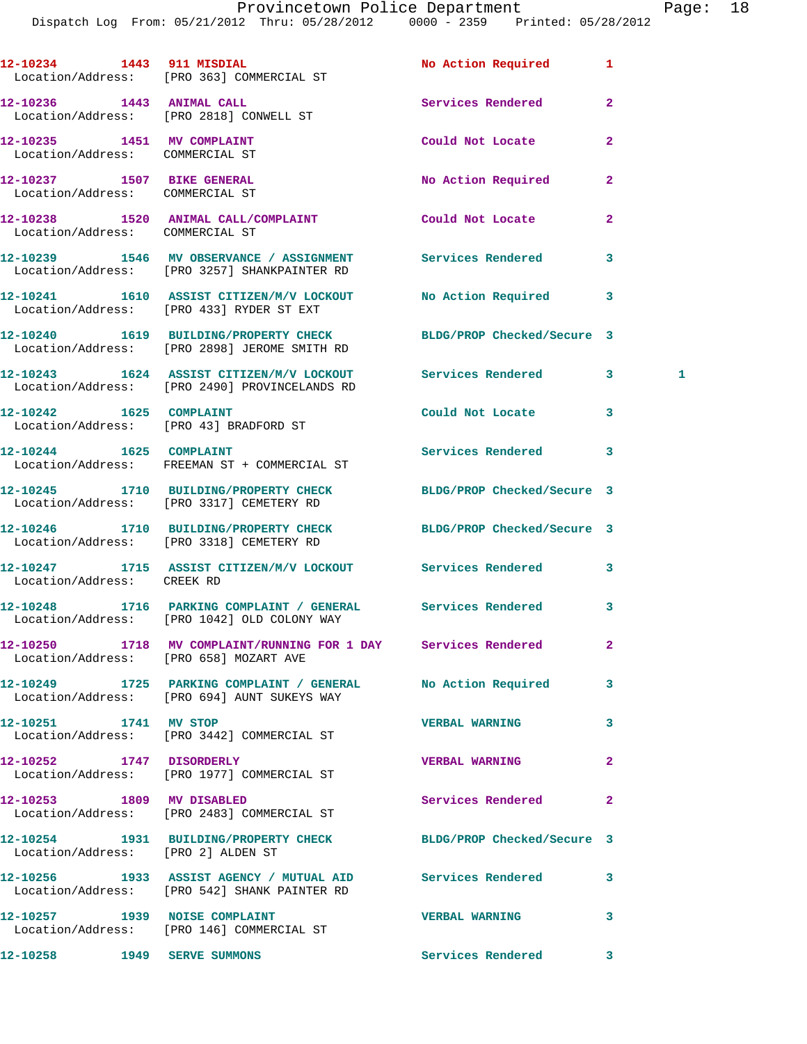| Call Number | Time | Call Reason | Action | Priority | |
|---|---|---|---|---|---|
| 12-10234 | 1443 | 911 MISDIAL | No Action Required | 1 | |
| Location/Address: | | [PRO 363] COMMERCIAL ST | | | |
| 12-10236 | 1443 | ANIMAL CALL | Services Rendered | 2 | |
| Location/Address: | | [PRO 2818] CONWELL ST | | | |
| 12-10235 | 1451 | MV COMPLAINT | Could Not Locate | 2 | |
| Location/Address: | | COMMERCIAL ST | | | |
| 12-10237 | 1507 | BIKE GENERAL | No Action Required | 2 | |
| Location/Address: | | COMMERCIAL ST | | | |
| 12-10238 | 1520 | ANIMAL CALL/COMPLAINT | Could Not Locate | 2 | |
| Location/Address: | | COMMERCIAL ST | | | |
| 12-10239 | 1546 | MV OBSERVANCE / ASSIGNMENT | Services Rendered | 3 | |
| Location/Address: | | [PRO 3257] SHANKPAINTER RD | | | |
| 12-10241 | 1610 | ASSIST CITIZEN/M/V LOCKOUT | No Action Required | 3 | |
| Location/Address: | | [PRO 433] RYDER ST EXT | | | |
| 12-10240 | 1619 | BUILDING/PROPERTY CHECK | BLDG/PROP Checked/Secure | 3 | |
| Location/Address: | | [PRO 2898] JEROME SMITH RD | | | |
| 12-10243 | 1624 | ASSIST CITIZEN/M/V LOCKOUT | Services Rendered | 3 | 1 |
| Location/Address: | | [PRO 2490] PROVINCELANDS RD | | | |
| 12-10242 | 1625 | COMPLAINT | Could Not Locate | 3 | |
| Location/Address: | | [PRO 43] BRADFORD ST | | | |
| 12-10244 | 1625 | COMPLAINT | Services Rendered | 3 | |
| Location/Address: | | FREEMAN ST + COMMERCIAL ST | | | |
| 12-10245 | 1710 | BUILDING/PROPERTY CHECK | BLDG/PROP Checked/Secure | 3 | |
| Location/Address: | | [PRO 3317] CEMETERY RD | | | |
| 12-10246 | 1710 | BUILDING/PROPERTY CHECK | BLDG/PROP Checked/Secure | 3 | |
| Location/Address: | | [PRO 3318] CEMETERY RD | | | |
| 12-10247 | 1715 | ASSIST CITIZEN/M/V LOCKOUT | Services Rendered | 3 | |
| Location/Address: | | CREEK RD | | | |
| 12-10248 | 1716 | PARKING COMPLAINT / GENERAL | Services Rendered | 3 | |
| Location/Address: | | [PRO 1042] OLD COLONY WAY | | | |
| 12-10250 | 1718 | MV COMPLAINT/RUNNING FOR 1 DAY | Services Rendered | 2 | |
| Location/Address: | | [PRO 658] MOZART AVE | | | |
| 12-10249 | 1725 | PARKING COMPLAINT / GENERAL | No Action Required | 3 | |
| Location/Address: | | [PRO 694] AUNT SUKEYS WAY | | | |
| 12-10251 | 1741 | MV STOP | VERBAL WARNING | 3 | |
| Location/Address: | | [PRO 3442] COMMERCIAL ST | | | |
| 12-10252 | 1747 | DISORDERLY | VERBAL WARNING | 2 | |
| Location/Address: | | [PRO 1977] COMMERCIAL ST | | | |
| 12-10253 | 1809 | MV DISABLED | Services Rendered | 2 | |
| Location/Address: | | [PRO 2483] COMMERCIAL ST | | | |
| 12-10254 | 1931 | BUILDING/PROPERTY CHECK | BLDG/PROP Checked/Secure | 3 | |
| Location/Address: | | [PRO 2] ALDEN ST | | | |
| 12-10256 | 1933 | ASSIST AGENCY / MUTUAL AID | Services Rendered | 3 | |
| Location/Address: | | [PRO 542] SHANK PAINTER RD | | | |
| 12-10257 | 1939 | NOISE COMPLAINT | VERBAL WARNING | 3 | |
| Location/Address: | | [PRO 146] COMMERCIAL ST | | | |
| 12-10258 | 1949 | SERVE SUMMONS | Services Rendered | 3 | |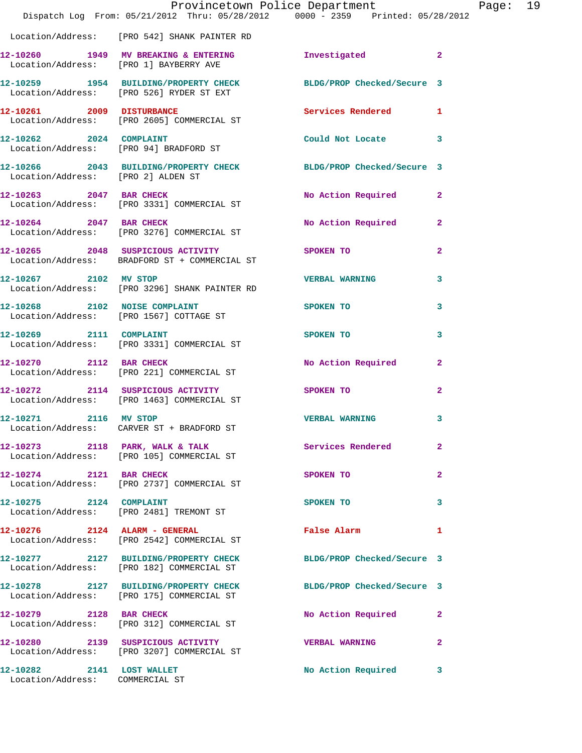Location/Address: [PRO 542] SHANK PAINTER RD

| Call Number | Time | Call Reason | Action | Priority |
|---|---|---|---|---|
| 12-10260 | 1949 | MV BREAKING & ENTERING | Investigated | 2 |
| Location/Address: | | [PRO 1] BAYBERRY AVE | | |
| 12-10259 | 1954 | BUILDING/PROPERTY CHECK | BLDG/PROP Checked/Secure | 3 |
| Location/Address: | | [PRO 526] RYDER ST EXT | | |
| 12-10261 | 2009 | DISTURBANCE | Services Rendered | 1 |
| Location/Address: | | [PRO 2605] COMMERCIAL ST | | |
| 12-10262 | 2024 | COMPLAINT | Could Not Locate | 3 |
| Location/Address: | | [PRO 94] BRADFORD ST | | |
| 12-10266 | 2043 | BUILDING/PROPERTY CHECK | BLDG/PROP Checked/Secure | 3 |
| Location/Address: | | [PRO 2] ALDEN ST | | |
| 12-10263 | 2047 | BAR CHECK | No Action Required | 2 |
| Location/Address: | | [PRO 3331] COMMERCIAL ST | | |
| 12-10264 | 2047 | BAR CHECK | No Action Required | 2 |
| Location/Address: | | [PRO 3276] COMMERCIAL ST | | |
| 12-10265 | 2048 | SUSPICIOUS ACTIVITY | SPOKEN TO | 2 |
| Location/Address: | | BRADFORD ST + COMMERCIAL ST | | |
| 12-10267 | 2102 | MV STOP | VERBAL WARNING | 3 |
| Location/Address: | | [PRO 3296] SHANK PAINTER RD | | |
| 12-10268 | 2102 | NOISE COMPLAINT | SPOKEN TO | 3 |
| Location/Address: | | [PRO 1567] COTTAGE ST | | |
| 12-10269 | 2111 | COMPLAINT | SPOKEN TO | 3 |
| Location/Address: | | [PRO 3331] COMMERCIAL ST | | |
| 12-10270 | 2112 | BAR CHECK | No Action Required | 2 |
| Location/Address: | | [PRO 221] COMMERCIAL ST | | |
| 12-10272 | 2114 | SUSPICIOUS ACTIVITY | SPOKEN TO | 2 |
| Location/Address: | | [PRO 1463] COMMERCIAL ST | | |
| 12-10271 | 2116 | MV STOP | VERBAL WARNING | 3 |
| Location/Address: | | CARVER ST + BRADFORD ST | | |
| 12-10273 | 2118 | PARK, WALK & TALK | Services Rendered | 2 |
| Location/Address: | | [PRO 105] COMMERCIAL ST | | |
| 12-10274 | 2121 | BAR CHECK | SPOKEN TO | 2 |
| Location/Address: | | [PRO 2737] COMMERCIAL ST | | |
| 12-10275 | 2124 | COMPLAINT | SPOKEN TO | 3 |
| Location/Address: | | [PRO 2481] TREMONT ST | | |
| 12-10276 | 2124 | ALARM - GENERAL | False Alarm | 1 |
| Location/Address: | | [PRO 2542] COMMERCIAL ST | | |
| 12-10277 | 2127 | BUILDING/PROPERTY CHECK | BLDG/PROP Checked/Secure | 3 |
| Location/Address: | | [PRO 182] COMMERCIAL ST | | |
| 12-10278 | 2127 | BUILDING/PROPERTY CHECK | BLDG/PROP Checked/Secure | 3 |
| Location/Address: | | [PRO 175] COMMERCIAL ST | | |
| 12-10279 | 2128 | BAR CHECK | No Action Required | 2 |
| Location/Address: | | [PRO 312] COMMERCIAL ST | | |
| 12-10280 | 2139 | SUSPICIOUS ACTIVITY | VERBAL WARNING | 2 |
| Location/Address: | | [PRO 3207] COMMERCIAL ST | | |
| 12-10282 | 2141 | LOST WALLET | No Action Required | 3 |
| Location/Address: | | COMMERCIAL ST | | |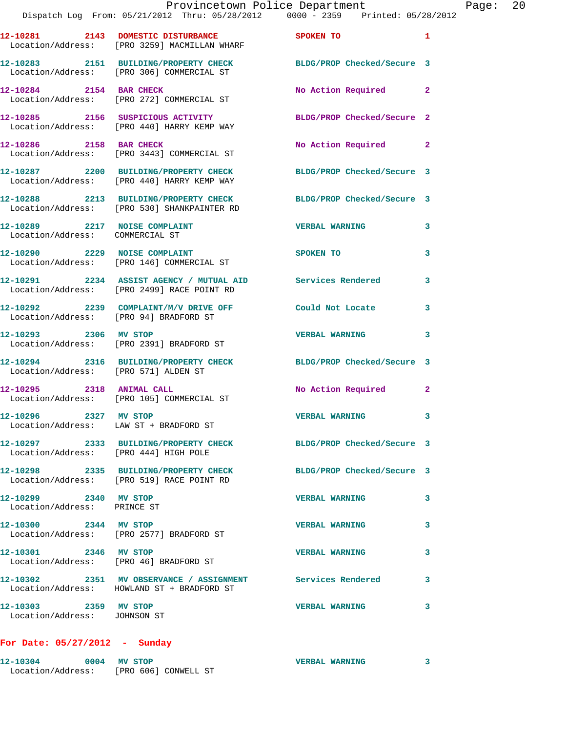12-10281 2143 DOMESTIC DISTURBANCE SPOKEN TO 1
Location/Address: [PRO 3259] MACMILLAN WHARF

12-10283 2151 BUILDING/PROPERTY CHECK BLDG/PROP Checked/Secure 3
Location/Address: [PRO 306] COMMERCIAL ST

12-10284 2154 BAR CHECK No Action Required 2
Location/Address: [PRO 272] COMMERCIAL ST

12-10285 2156 SUSPICIOUS ACTIVITY BLDG/PROP Checked/Secure 2
Location/Address: [PRO 440] HARRY KEMP WAY

12-10286 2158 BAR CHECK No Action Required 2
Location/Address: [PRO 3443] COMMERCIAL ST

12-10287 2200 BUILDING/PROPERTY CHECK BLDG/PROP Checked/Secure 3
Location/Address: [PRO 440] HARRY KEMP WAY

12-10288 2213 BUILDING/PROPERTY CHECK BLDG/PROP Checked/Secure 3
Location/Address: [PRO 530] SHANKPAINTER RD

12-10289 2217 NOISE COMPLAINT VERBAL WARNING 3
Location/Address: COMMERCIAL ST

12-10290 2229 NOISE COMPLAINT SPOKEN TO 3
Location/Address: [PRO 146] COMMERCIAL ST

12-10291 2234 ASSIST AGENCY / MUTUAL AID Services Rendered 3
Location/Address: [PRO 2499] RACE POINT RD

12-10292 2239 COMPLAINT/M/V DRIVE OFF Could Not Locate 3
Location/Address: [PRO 94] BRADFORD ST

12-10293 2306 MV STOP VERBAL WARNING 3
Location/Address: [PRO 2391] BRADFORD ST

12-10294 2316 BUILDING/PROPERTY CHECK BLDG/PROP Checked/Secure 3
Location/Address: [PRO 571] ALDEN ST

12-10295 2318 ANIMAL CALL No Action Required 2
Location/Address: [PRO 105] COMMERCIAL ST

12-10296 2327 MV STOP VERBAL WARNING 3
Location/Address: LAW ST + BRADFORD ST

12-10297 2333 BUILDING/PROPERTY CHECK BLDG/PROP Checked/Secure 3
Location/Address: [PRO 444] HIGH POLE

12-10298 2335 BUILDING/PROPERTY CHECK BLDG/PROP Checked/Secure 3
Location/Address: [PRO 519] RACE POINT RD

12-10299 2340 MV STOP VERBAL WARNING 3
Location/Address: PRINCE ST

12-10300 2344 MV STOP VERBAL WARNING 3
Location/Address: [PRO 2577] BRADFORD ST

12-10301 2346 MV STOP VERBAL WARNING 3
Location/Address: [PRO 46] BRADFORD ST

12-10302 2351 MV OBSERVANCE / ASSIGNMENT Services Rendered 3
Location/Address: HOWLAND ST + BRADFORD ST

12-10303 2359 MV STOP VERBAL WARNING 3
Location/Address: JOHNSON ST

**For Date: 05/27/2012 - Sunday**

12-10304 0004 MV STOP VERBAL WARNING 3
Location/Address: [PRO 606] CONWELL ST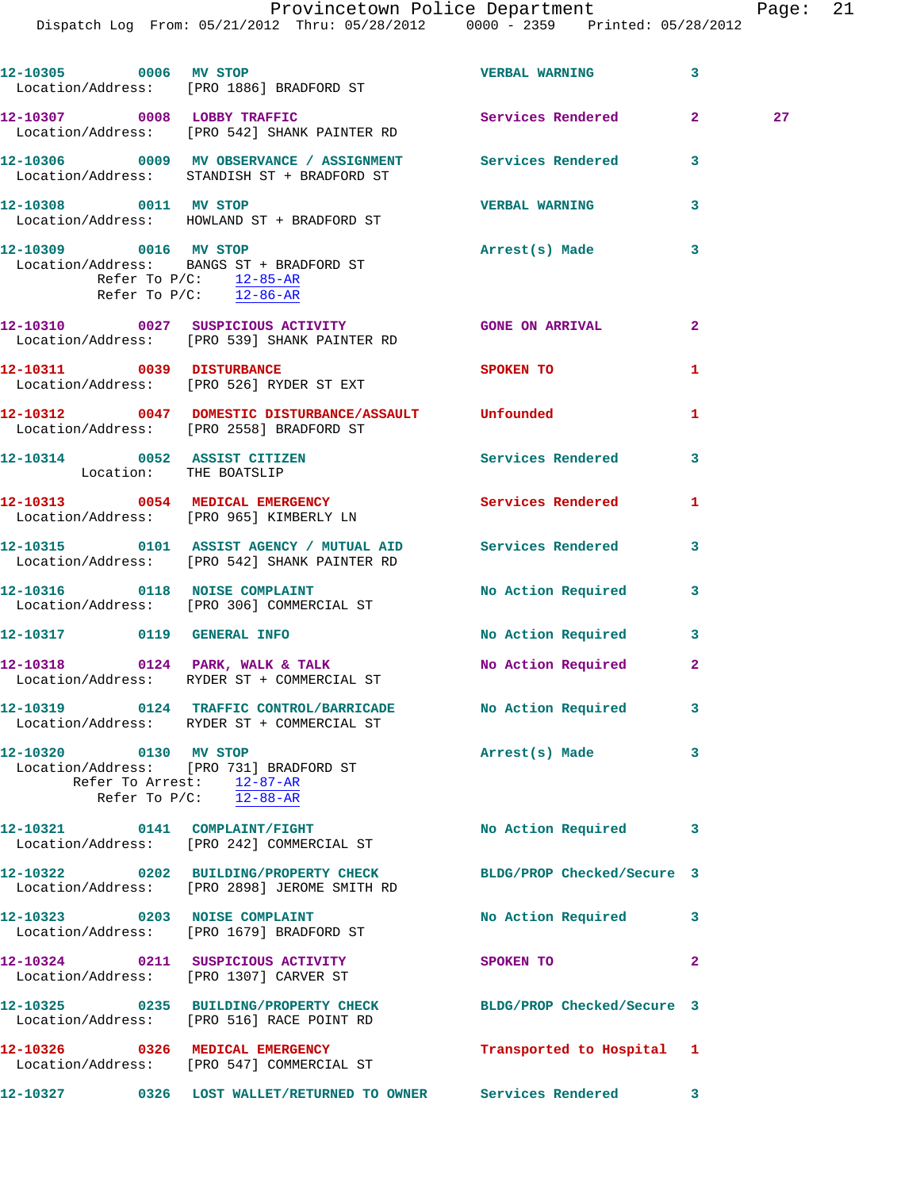12-10305 0006 MV STOP VERBAL WARNING 3
Location/Address: [PRO 1886] BRADFORD ST

12-10307 0008 LOBBY TRAFFIC Services Rendered 2
Location/Address: [PRO 542] SHANK PAINTER RD

12-10306 0009 MV OBSERVANCE / ASSIGNMENT Services Rendered 3
Location/Address: STANDISH ST + BRADFORD ST

12-10308 0011 MV STOP VERBAL WARNING 3
Location/Address: HOWLAND ST + BRADFORD ST

12-10309 0016 MV STOP Arrest(s) Made 3
Location/Address: BANGS ST + BRADFORD ST
Refer To P/C: 12-85-AR
Refer To P/C: 12-86-AR

12-10310 0027 SUSPICIOUS ACTIVITY GONE ON ARRIVAL 2
Location/Address: [PRO 539] SHANK PAINTER RD

12-10311 0039 DISTURBANCE SPOKEN TO 1
Location/Address: [PRO 526] RYDER ST EXT

12-10312 0047 DOMESTIC DISTURBANCE/ASSAULT Unfounded 1
Location/Address: [PRO 2558] BRADFORD ST

12-10314 0052 ASSIST CITIZEN Services Rendered 3
Location: THE BOATSLIP

12-10313 0054 MEDICAL EMERGENCY Services Rendered 1
Location/Address: [PRO 965] KIMBERLY LN

12-10315 0101 ASSIST AGENCY / MUTUAL AID Services Rendered 3
Location/Address: [PRO 542] SHANK PAINTER RD

12-10316 0118 NOISE COMPLAINT No Action Required 3
Location/Address: [PRO 306] COMMERCIAL ST

12-10317 0119 GENERAL INFO No Action Required 3

12-10318 0124 PARK, WALK & TALK No Action Required 2
Location/Address: RYDER ST + COMMERCIAL ST

12-10319 0124 TRAFFIC CONTROL/BARRICADE No Action Required 3
Location/Address: RYDER ST + COMMERCIAL ST

12-10320 0130 MV STOP Arrest(s) Made 3
Location/Address: [PRO 731] BRADFORD ST
Refer To Arrest: 12-87-AR
Refer To P/C: 12-88-AR

12-10321 0141 COMPLAINT/FIGHT No Action Required 3
Location/Address: [PRO 242] COMMERCIAL ST

12-10322 0202 BUILDING/PROPERTY CHECK BLDG/PROP Checked/Secure 3
Location/Address: [PRO 2898] JEROME SMITH RD

12-10323 0203 NOISE COMPLAINT No Action Required 3
Location/Address: [PRO 1679] BRADFORD ST

12-10324 0211 SUSPICIOUS ACTIVITY SPOKEN TO 2
Location/Address: [PRO 1307] CARVER ST

12-10325 0235 BUILDING/PROPERTY CHECK BLDG/PROP Checked/Secure 3
Location/Address: [PRO 516] RACE POINT RD

12-10326 0326 MEDICAL EMERGENCY Transported to Hospital 1
Location/Address: [PRO 547] COMMERCIAL ST

12-10327 0326 LOST WALLET/RETURNED TO OWNER Services Rendered 3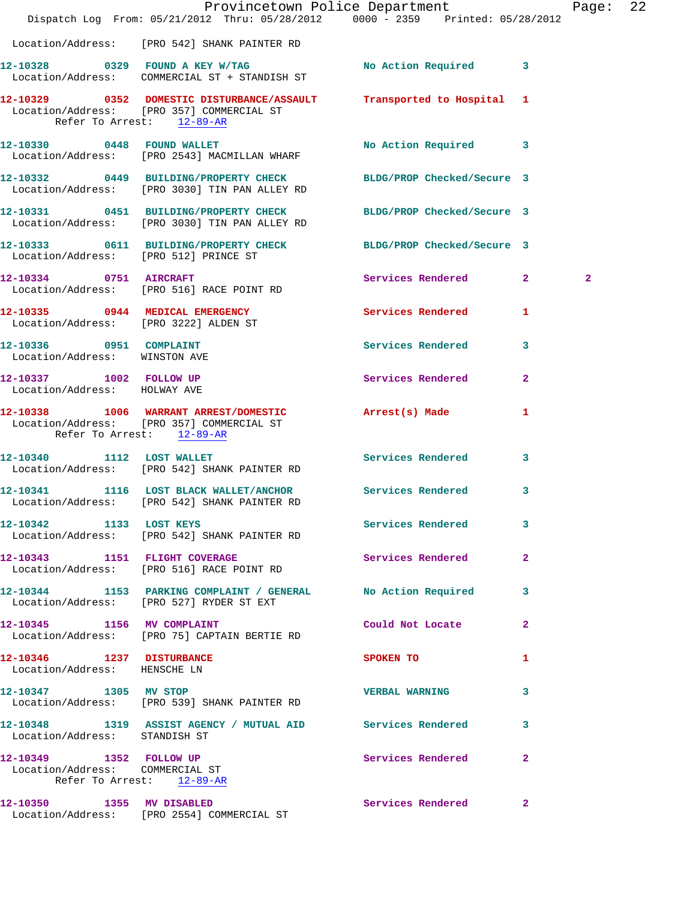Location/Address: [PRO 542] SHANK PAINTER RD

| Call # | Time | Call Reason | Action | Priority | |
|---|---|---|---|---|---|
| 12-10328 | 0329 | FOUND A KEY W/TAG | No Action Required | 3 | |
| | | Location/Address: COMMERCIAL ST + STANDISH ST | | | |
| 12-10329 | 0352 | DOMESTIC DISTURBANCE/ASSAULT | Transported to Hospital | 1 | |
| | | Location/Address: [PRO 357] COMMERCIAL ST | | | |
| | | Refer To Arrest: 12-89-AR | | | |
| 12-10330 | 0448 | FOUND WALLET | No Action Required | 3 | |
| | | Location/Address: [PRO 2543] MACMILLAN WHARF | | | |
| 12-10332 | 0449 | BUILDING/PROPERTY CHECK | BLDG/PROP Checked/Secure | 3 | |
| | | Location/Address: [PRO 3030] TIN PAN ALLEY RD | | | |
| 12-10331 | 0451 | BUILDING/PROPERTY CHECK | BLDG/PROP Checked/Secure | 3 | |
| | | Location/Address: [PRO 3030] TIN PAN ALLEY RD | | | |
| 12-10333 | 0611 | BUILDING/PROPERTY CHECK | BLDG/PROP Checked/Secure | 3 | |
| | | Location/Address: [PRO 512] PRINCE ST | | | |
| 12-10334 | 0751 | AIRCRAFT | Services Rendered | 2 | 2 |
| | | Location/Address: [PRO 516] RACE POINT RD | | | |
| 12-10335 | 0944 | MEDICAL EMERGENCY | Services Rendered | 1 | |
| | | Location/Address: [PRO 3222] ALDEN ST | | | |
| 12-10336 | 0951 | COMPLAINT | Services Rendered | 3 | |
| | | Location/Address: WINSTON AVE | | | |
| 12-10337 | 1002 | FOLLOW UP | Services Rendered | 2 | |
| | | Location/Address: HOLWAY AVE | | | |
| 12-10338 | 1006 | WARRANT ARREST/DOMESTIC | Arrest(s) Made | 1 | |
| | | Location/Address: [PRO 357] COMMERCIAL ST | | | |
| | | Refer To Arrest: 12-89-AR | | | |
| 12-10340 | 1112 | LOST WALLET | Services Rendered | 3 | |
| | | Location/Address: [PRO 542] SHANK PAINTER RD | | | |
| 12-10341 | 1116 | LOST BLACK WALLET/ANCHOR | Services Rendered | 3 | |
| | | Location/Address: [PRO 542] SHANK PAINTER RD | | | |
| 12-10342 | 1133 | LOST KEYS | Services Rendered | 3 | |
| | | Location/Address: [PRO 542] SHANK PAINTER RD | | | |
| 12-10343 | 1151 | FLIGHT COVERAGE | Services Rendered | 2 | |
| | | Location/Address: [PRO 516] RACE POINT RD | | | |
| 12-10344 | 1153 | PARKING COMPLAINT / GENERAL | No Action Required | 3 | |
| | | Location/Address: [PRO 527] RYDER ST EXT | | | |
| 12-10345 | 1156 | MV COMPLAINT | Could Not Locate | 2 | |
| | | Location/Address: [PRO 75] CAPTAIN BERTIE RD | | | |
| 12-10346 | 1237 | DISTURBANCE | SPOKEN TO | 1 | |
| | | Location/Address: HENSCHE LN | | | |
| 12-10347 | 1305 | MV STOP | VERBAL WARNING | 3 | |
| | | Location/Address: [PRO 539] SHANK PAINTER RD | | | |
| 12-10348 | 1319 | ASSIST AGENCY / MUTUAL AID | Services Rendered | 3 | |
| | | Location/Address: STANDISH ST | | | |
| 12-10349 | 1352 | FOLLOW UP | Services Rendered | 2 | |
| | | Location/Address: COMMERCIAL ST | | | |
| | | Refer To Arrest: 12-89-AR | | | |
| 12-10350 | 1355 | MV DISABLED | Services Rendered | 2 | |
| | | Location/Address: [PRO 2554] COMMERCIAL ST | | | |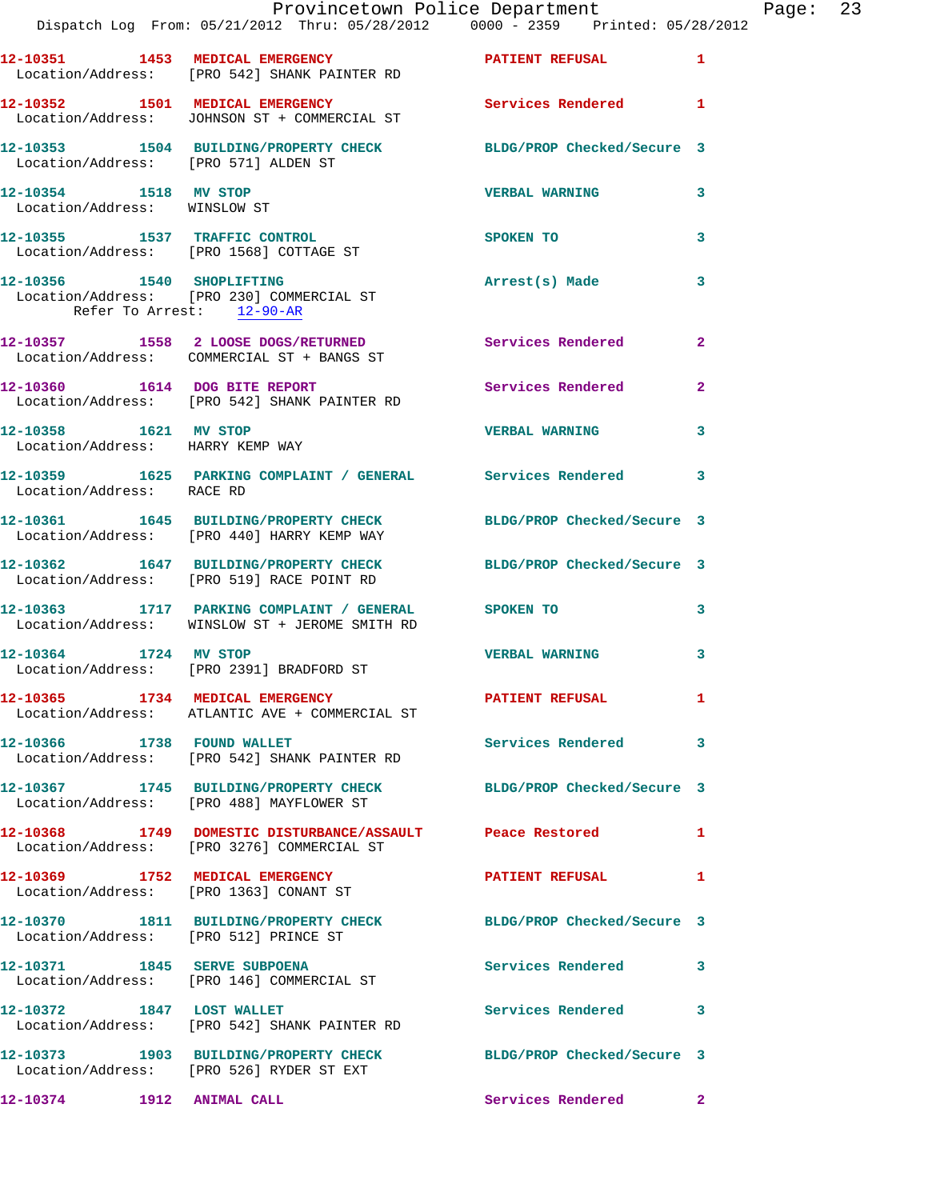12-10351 1453 MEDICAL EMERGENCY PATIENT REFUSAL 1
Location/Address: [PRO 542] SHANK PAINTER RD

12-10352 1501 MEDICAL EMERGENCY Services Rendered 1
Location/Address: JOHNSON ST + COMMERCIAL ST

12-10353 1504 BUILDING/PROPERTY CHECK BLDG/PROP Checked/Secure 3
Location/Address: [PRO 571] ALDEN ST

12-10354 1518 MV STOP VERBAL WARNING 3
Location/Address: WINSLOW ST

12-10355 1537 TRAFFIC CONTROL SPOKEN TO 3
Location/Address: [PRO 1568] COTTAGE ST

12-10356 1540 SHOPLIFTING Arrest(s) Made 3
Location/Address: [PRO 230] COMMERCIAL ST
Refer To Arrest: 12-90-AR

12-10357 1558 2 LOOSE DOGS/RETURNED Services Rendered 2
Location/Address: COMMERCIAL ST + BANGS ST

12-10360 1614 DOG BITE REPORT Services Rendered 2
Location/Address: [PRO 542] SHANK PAINTER RD

12-10358 1621 MV STOP VERBAL WARNING 3
Location/Address: HARRY KEMP WAY

12-10359 1625 PARKING COMPLAINT / GENERAL Services Rendered 3
Location/Address: RACE RD

12-10361 1645 BUILDING/PROPERTY CHECK BLDG/PROP Checked/Secure 3
Location/Address: [PRO 440] HARRY KEMP WAY

12-10362 1647 BUILDING/PROPERTY CHECK BLDG/PROP Checked/Secure 3
Location/Address: [PRO 519] RACE POINT RD

12-10363 1717 PARKING COMPLAINT / GENERAL SPOKEN TO 3
Location/Address: WINSLOW ST + JEROME SMITH RD

12-10364 1724 MV STOP VERBAL WARNING 3
Location/Address: [PRO 2391] BRADFORD ST

12-10365 1734 MEDICAL EMERGENCY PATIENT REFUSAL 1
Location/Address: ATLANTIC AVE + COMMERCIAL ST

12-10366 1738 FOUND WALLET Services Rendered 3
Location/Address: [PRO 542] SHANK PAINTER RD

12-10367 1745 BUILDING/PROPERTY CHECK BLDG/PROP Checked/Secure 3
Location/Address: [PRO 488] MAYFLOWER ST

12-10368 1749 DOMESTIC DISTURBANCE/ASSAULT Peace Restored 1
Location/Address: [PRO 3276] COMMERCIAL ST

12-10369 1752 MEDICAL EMERGENCY PATIENT REFUSAL 1
Location/Address: [PRO 1363] CONANT ST

12-10370 1811 BUILDING/PROPERTY CHECK BLDG/PROP Checked/Secure 3
Location/Address: [PRO 512] PRINCE ST

12-10371 1845 SERVE SUBPOENA Services Rendered 3
Location/Address: [PRO 146] COMMERCIAL ST

12-10372 1847 LOST WALLET Services Rendered 3
Location/Address: [PRO 542] SHANK PAINTER RD

12-10373 1903 BUILDING/PROPERTY CHECK BLDG/PROP Checked/Secure 3
Location/Address: [PRO 526] RYDER ST EXT

12-10374 1912 ANIMAL CALL Services Rendered 2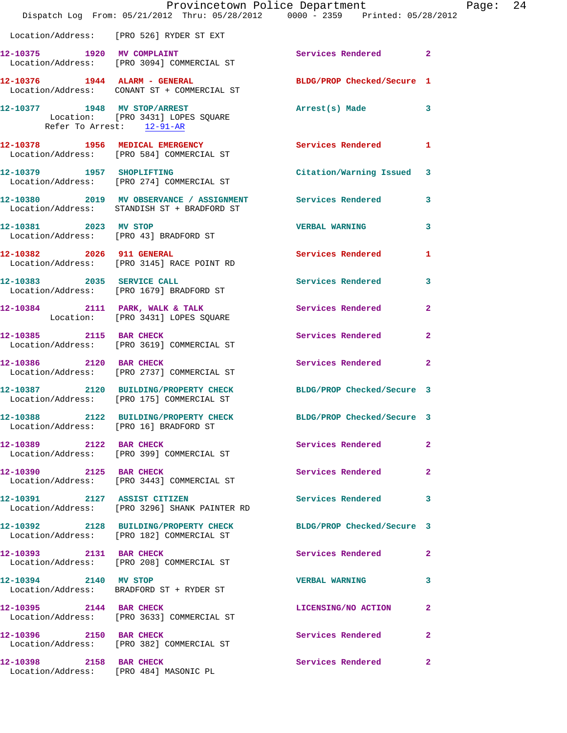Location/Address: [PRO 526] RYDER ST EXT

**12-10375 1920 MV COMPLAINT** Services Rendered 2
Location/Address: [PRO 3094] COMMERCIAL ST

**12-10376 1944 ALARM - GENERAL** BLDG/PROP Checked/Secure 1
Location/Address: CONANT ST + COMMERCIAL ST

**12-10377 1948 MV STOP/ARREST** Arrest(s) Made 3
Location: [PRO 3431] LOPES SQUARE
Refer To Arrest: 12-91-AR

**12-10378 1956 MEDICAL EMERGENCY** Services Rendered 1
Location/Address: [PRO 584] COMMERCIAL ST

**12-10379 1957 SHOPLIFTING** Citation/Warning Issued 3
Location/Address: [PRO 274] COMMERCIAL ST

**12-10380 2019 MV OBSERVANCE / ASSIGNMENT** Services Rendered 3
Location/Address: STANDISH ST + BRADFORD ST

**12-10381 2023 MV STOP** VERBAL WARNING 3
Location/Address: [PRO 43] BRADFORD ST

**12-10382 2026 911 GENERAL** Services Rendered 1
Location/Address: [PRO 3145] RACE POINT RD

**12-10383 2035 SERVICE CALL** Services Rendered 3
Location/Address: [PRO 1679] BRADFORD ST

**12-10384 2111 PARK, WALK & TALK** Services Rendered 2
Location: [PRO 3431] LOPES SQUARE

**12-10385 2115 BAR CHECK** Services Rendered 2
Location/Address: [PRO 3619] COMMERCIAL ST

**12-10386 2120 BAR CHECK** Services Rendered 2
Location/Address: [PRO 2737] COMMERCIAL ST

**12-10387 2120 BUILDING/PROPERTY CHECK** BLDG/PROP Checked/Secure 3
Location/Address: [PRO 175] COMMERCIAL ST

**12-10388 2122 BUILDING/PROPERTY CHECK** BLDG/PROP Checked/Secure 3
Location/Address: [PRO 16] BRADFORD ST

**12-10389 2122 BAR CHECK** Services Rendered 2
Location/Address: [PRO 399] COMMERCIAL ST

**12-10390 2125 BAR CHECK** Services Rendered 2
Location/Address: [PRO 3443] COMMERCIAL ST

**12-10391 2127 ASSIST CITIZEN** Services Rendered 3
Location/Address: [PRO 3296] SHANK PAINTER RD

**12-10392 2128 BUILDING/PROPERTY CHECK** BLDG/PROP Checked/Secure 3
Location/Address: [PRO 182] COMMERCIAL ST

**12-10393 2131 BAR CHECK** Services Rendered 2
Location/Address: [PRO 208] COMMERCIAL ST

**12-10394 2140 MV STOP** VERBAL WARNING 3
Location/Address: BRADFORD ST + RYDER ST

**12-10395 2144 BAR CHECK** LICENSING/NO ACTION 2
Location/Address: [PRO 3633] COMMERCIAL ST

**12-10396 2150 BAR CHECK** Services Rendered 2
Location/Address: [PRO 382] COMMERCIAL ST

**12-10398 2158 BAR CHECK** Services Rendered 2
Location/Address: [PRO 484] MASONIC PL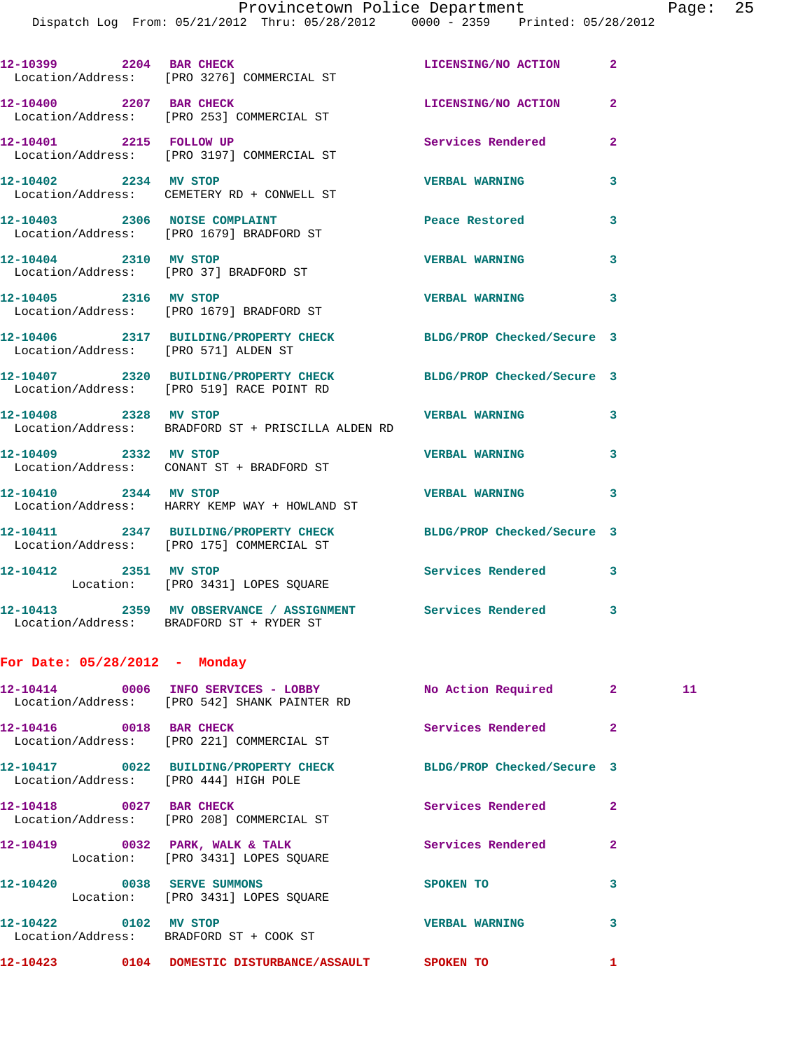12-10399 2204 BAR CHECK LICENSING/NO ACTION 2
Location/Address: [PRO 3276] COMMERCIAL ST

12-10400 2207 BAR CHECK LICENSING/NO ACTION 2
Location/Address: [PRO 253] COMMERCIAL ST

12-10401 2215 FOLLOW UP Services Rendered 2
Location/Address: [PRO 3197] COMMERCIAL ST

12-10402 2234 MV STOP VERBAL WARNING 3
Location/Address: CEMETERY RD + CONWELL ST

12-10403 2306 NOISE COMPLAINT Peace Restored 3
Location/Address: [PRO 1679] BRADFORD ST

12-10404 2310 MV STOP VERBAL WARNING 3
Location/Address: [PRO 37] BRADFORD ST

12-10405 2316 MV STOP VERBAL WARNING 3
Location/Address: [PRO 1679] BRADFORD ST

12-10406 2317 BUILDING/PROPERTY CHECK BLDG/PROP Checked/Secure 3
Location/Address: [PRO 571] ALDEN ST

12-10407 2320 BUILDING/PROPERTY CHECK BLDG/PROP Checked/Secure 3
Location/Address: [PRO 519] RACE POINT RD

12-10408 2328 MV STOP VERBAL WARNING 3
Location/Address: BRADFORD ST + PRISCILLA ALDEN RD

12-10409 2332 MV STOP VERBAL WARNING 3
Location/Address: CONANT ST + BRADFORD ST

12-10410 2344 MV STOP VERBAL WARNING 3
Location/Address: HARRY KEMP WAY + HOWLAND ST

12-10411 2347 BUILDING/PROPERTY CHECK BLDG/PROP Checked/Secure 3
Location/Address: [PRO 175] COMMERCIAL ST

12-10412 2351 MV STOP Services Rendered 3
Location: [PRO 3431] LOPES SQUARE

12-10413 2359 MV OBSERVANCE / ASSIGNMENT Services Rendered 3
Location/Address: BRADFORD ST + RYDER ST

**For Date: 05/28/2012 - Monday**

12-10414 0006 INFO SERVICES - LOBBY No Action Required 2 11
Location/Address: [PRO 542] SHANK PAINTER RD

12-10416 0018 BAR CHECK Services Rendered 2
Location/Address: [PRO 221] COMMERCIAL ST

12-10417 0022 BUILDING/PROPERTY CHECK BLDG/PROP Checked/Secure 3
Location/Address: [PRO 444] HIGH POLE

12-10418 0027 BAR CHECK Services Rendered 2
Location/Address: [PRO 208] COMMERCIAL ST

12-10419 0032 PARK, WALK & TALK Services Rendered 2
Location: [PRO 3431] LOPES SQUARE

12-10420 0038 SERVE SUMMONS SPOKEN TO 3
Location: [PRO 3431] LOPES SQUARE

12-10422 0102 MV STOP VERBAL WARNING 3
Location/Address: BRADFORD ST + COOK ST

12-10423 0104 DOMESTIC DISTURBANCE/ASSAULT SPOKEN TO 1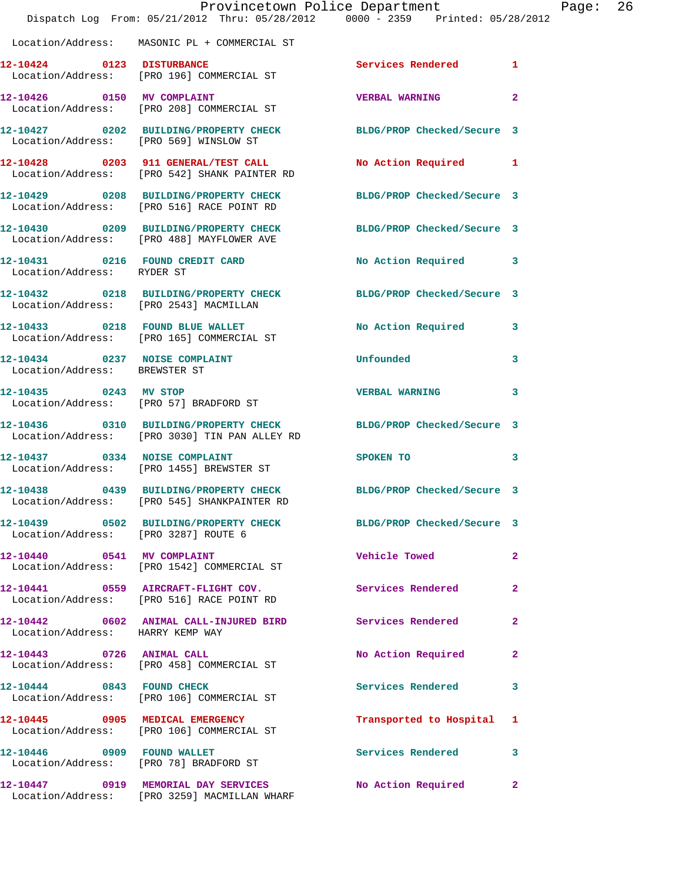Location/Address: MASONIC PL + COMMERCIAL ST

| Call # | Time | Call Reason | Action | Priority |
|---|---|---|---|---|
| 12-10424 | 0123 | DISTURBANCE | Services Rendered | 1 |
| | | Location/Address: [PRO 196] COMMERCIAL ST | | |
| 12-10426 | 0150 | MV COMPLAINT | VERBAL WARNING | 2 |
| | | Location/Address: [PRO 208] COMMERCIAL ST | | |
| 12-10427 | 0202 | BUILDING/PROPERTY CHECK | BLDG/PROP Checked/Secure | 3 |
| | | Location/Address: [PRO 569] WINSLOW ST | | |
| 12-10428 | 0203 | 911 GENERAL/TEST CALL | No Action Required | 1 |
| | | Location/Address: [PRO 542] SHANK PAINTER RD | | |
| 12-10429 | 0208 | BUILDING/PROPERTY CHECK | BLDG/PROP Checked/Secure | 3 |
| | | Location/Address: [PRO 516] RACE POINT RD | | |
| 12-10430 | 0209 | BUILDING/PROPERTY CHECK | BLDG/PROP Checked/Secure | 3 |
| | | Location/Address: [PRO 488] MAYFLOWER AVE | | |
| 12-10431 | 0216 | FOUND CREDIT CARD | No Action Required | 3 |
| | | Location/Address: RYDER ST | | |
| 12-10432 | 0218 | BUILDING/PROPERTY CHECK | BLDG/PROP Checked/Secure | 3 |
| | | Location/Address: [PRO 2543] MACMILLAN | | |
| 12-10433 | 0218 | FOUND BLUE WALLET | No Action Required | 3 |
| | | Location/Address: [PRO 165] COMMERCIAL ST | | |
| 12-10434 | 0237 | NOISE COMPLAINT | Unfounded | 3 |
| | | Location/Address: BREWSTER ST | | |
| 12-10435 | 0243 | MV STOP | VERBAL WARNING | 3 |
| | | Location/Address: [PRO 57] BRADFORD ST | | |
| 12-10436 | 0310 | BUILDING/PROPERTY CHECK | BLDG/PROP Checked/Secure | 3 |
| | | Location/Address: [PRO 3030] TIN PAN ALLEY RD | | |
| 12-10437 | 0334 | NOISE COMPLAINT | SPOKEN TO | 3 |
| | | Location/Address: [PRO 1455] BREWSTER ST | | |
| 12-10438 | 0439 | BUILDING/PROPERTY CHECK | BLDG/PROP Checked/Secure | 3 |
| | | Location/Address: [PRO 545] SHANKPAINTER RD | | |
| 12-10439 | 0502 | BUILDING/PROPERTY CHECK | BLDG/PROP Checked/Secure | 3 |
| | | Location/Address: [PRO 3287] ROUTE 6 | | |
| 12-10440 | 0541 | MV COMPLAINT | Vehicle Towed | 2 |
| | | Location/Address: [PRO 1542] COMMERCIAL ST | | |
| 12-10441 | 0559 | AIRCRAFT-FLIGHT COV. | Services Rendered | 2 |
| | | Location/Address: [PRO 516] RACE POINT RD | | |
| 12-10442 | 0602 | ANIMAL CALL-INJURED BIRD | Services Rendered | 2 |
| | | Location/Address: HARRY KEMP WAY | | |
| 12-10443 | 0726 | ANIMAL CALL | No Action Required | 2 |
| | | Location/Address: [PRO 458] COMMERCIAL ST | | |
| 12-10444 | 0843 | FOUND CHECK | Services Rendered | 3 |
| | | Location/Address: [PRO 106] COMMERCIAL ST | | |
| 12-10445 | 0905 | MEDICAL EMERGENCY | Transported to Hospital | 1 |
| | | Location/Address: [PRO 106] COMMERCIAL ST | | |
| 12-10446 | 0909 | FOUND WALLET | Services Rendered | 3 |
| | | Location/Address: [PRO 78] BRADFORD ST | | |
| 12-10447 | 0919 | MEMORIAL DAY SERVICES | No Action Required | 2 |
| | | Location/Address: [PRO 3259] MACMILLAN WHARF | | |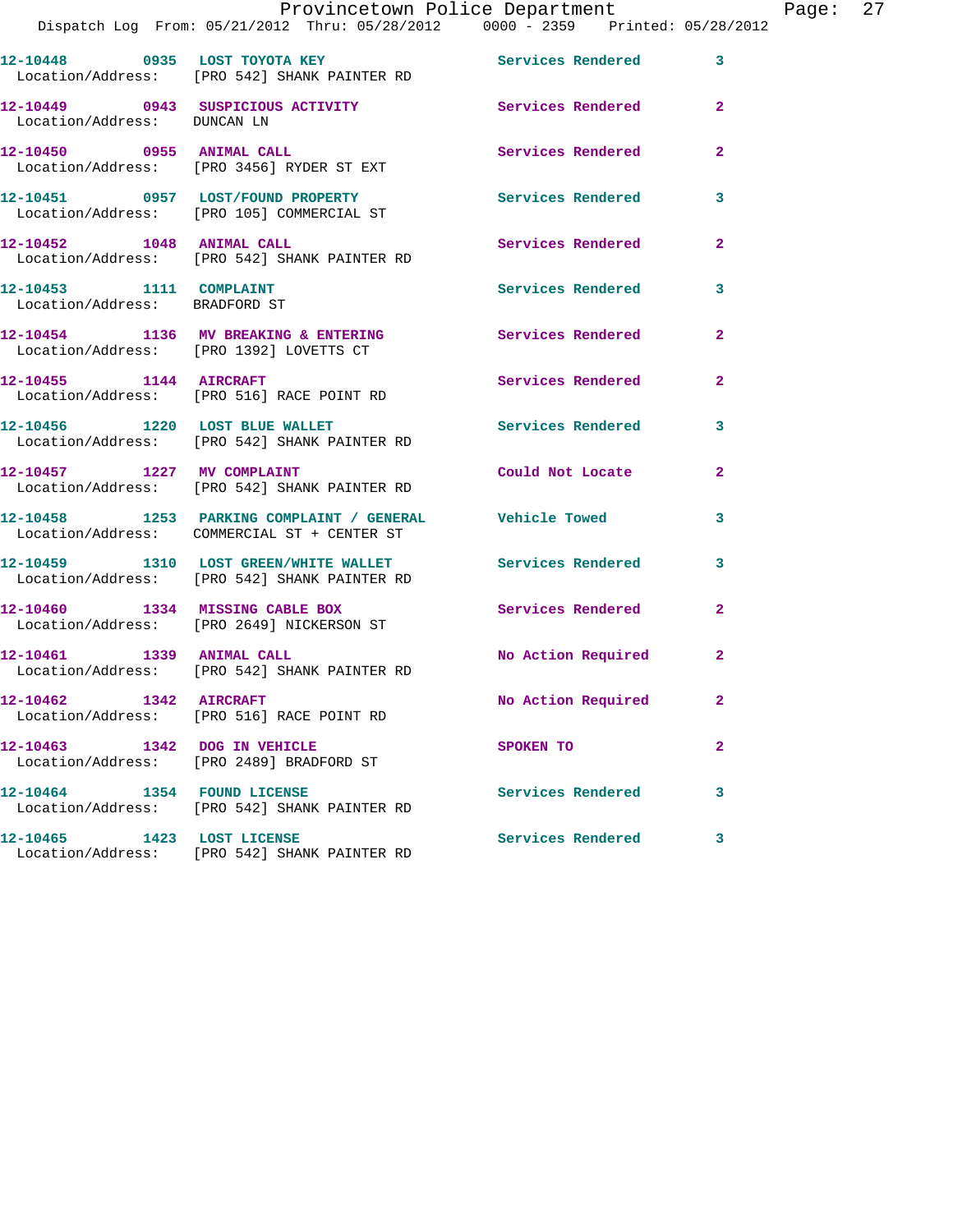12-10448 0935 LOST TOYOTA KEY Services Rendered 3
Location/Address: [PRO 542] SHANK PAINTER RD

12-10449 0943 SUSPICIOUS ACTIVITY Services Rendered 2
Location/Address: DUNCAN LN

12-10450 0955 ANIMAL CALL Services Rendered 2
Location/Address: [PRO 3456] RYDER ST EXT

12-10451 0957 LOST/FOUND PROPERTY Services Rendered 3
Location/Address: [PRO 105] COMMERCIAL ST

12-10452 1048 ANIMAL CALL Services Rendered 2
Location/Address: [PRO 542] SHANK PAINTER RD

12-10453 1111 COMPLAINT Services Rendered 3
Location/Address: BRADFORD ST

12-10454 1136 MV BREAKING & ENTERING Services Rendered 2
Location/Address: [PRO 1392] LOVETTS CT

12-10455 1144 AIRCRAFT Services Rendered 2
Location/Address: [PRO 516] RACE POINT RD

12-10456 1220 LOST BLUE WALLET Services Rendered 3
Location/Address: [PRO 542] SHANK PAINTER RD

12-10457 1227 MV COMPLAINT Could Not Locate 2
Location/Address: [PRO 542] SHANK PAINTER RD

12-10458 1253 PARKING COMPLAINT / GENERAL Vehicle Towed 3
Location/Address: COMMERCIAL ST + CENTER ST

12-10459 1310 LOST GREEN/WHITE WALLET Services Rendered 3
Location/Address: [PRO 542] SHANK PAINTER RD

12-10460 1334 MISSING CABLE BOX Services Rendered 2
Location/Address: [PRO 2649] NICKERSON ST

12-10461 1339 ANIMAL CALL No Action Required 2
Location/Address: [PRO 542] SHANK PAINTER RD

12-10462 1342 AIRCRAFT No Action Required 2
Location/Address: [PRO 516] RACE POINT RD

12-10463 1342 DOG IN VEHICLE SPOKEN TO 2
Location/Address: [PRO 2489] BRADFORD ST

12-10464 1354 FOUND LICENSE Services Rendered 3
Location/Address: [PRO 542] SHANK PAINTER RD

12-10465 1423 LOST LICENSE Services Rendered 3
Location/Address: [PRO 542] SHANK PAINTER RD